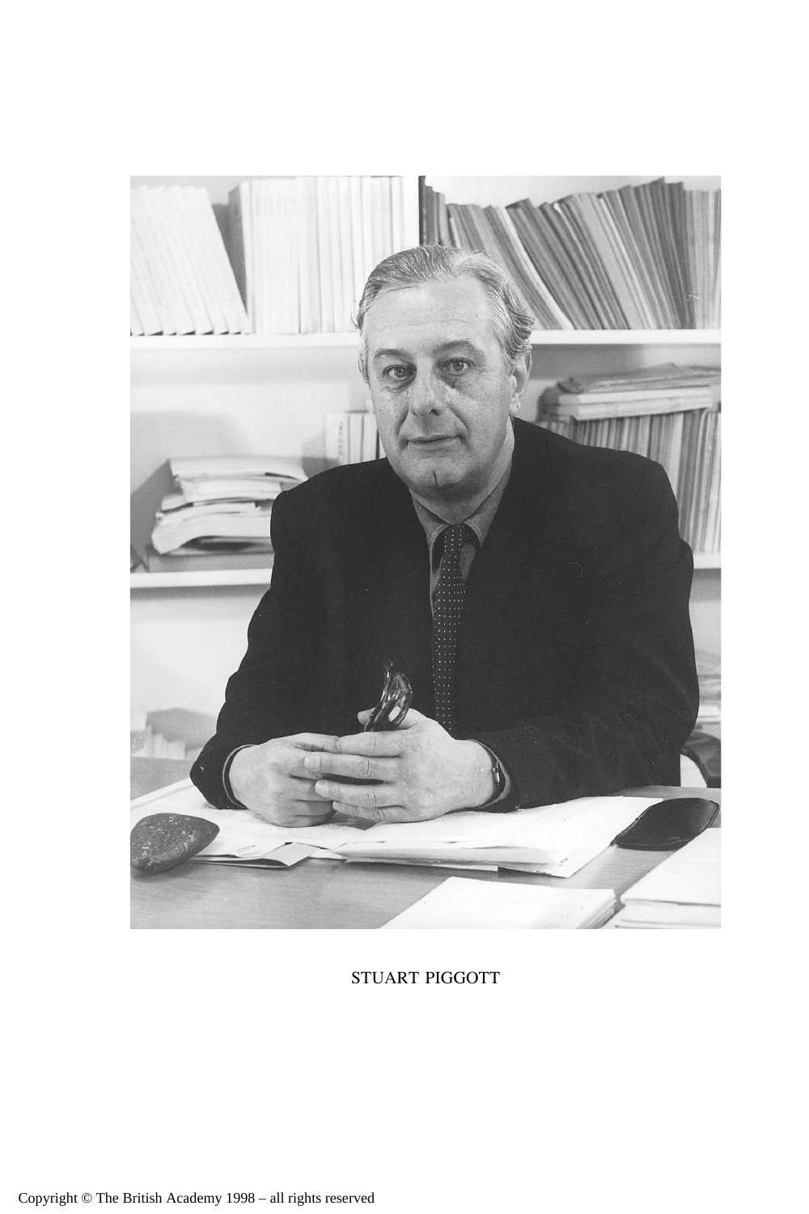STUART PIGGOTT

Copyright © The British Academy 1998 – all rights reserved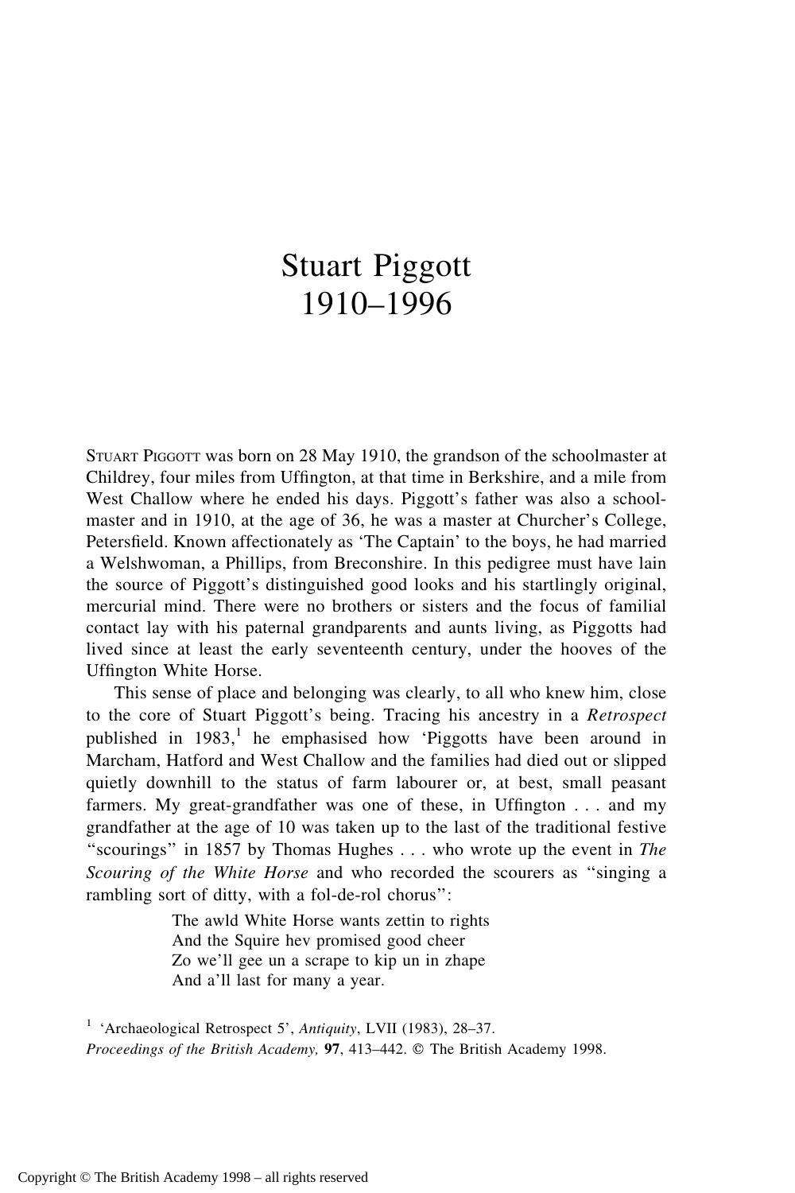# Stuart Piggott
# 1910–1996

STUART PIGGOTT was born on 28 May 1910, the grandson of the schoolmaster at Childrey, four miles from Uffington, at that time in Berkshire, and a mile from West Challow where he ended his days. Piggott's father was also a schoolmaster and in 1910, at the age of 36, he was a master at Churcher's College, Petersfield. Known affectionately as 'The Captain' to the boys, he had married a Welshwoman, a Phillips, from Breconshire. In this pedigree must have lain the source of Piggott's distinguished good looks and his startlingly original, mercurial mind. There were no brothers or sisters and the focus of familial contact lay with his paternal grandparents and aunts living, as Piggotts had lived since at least the early seventeenth century, under the hooves of the Uffington White Horse.

This sense of place and belonging was clearly, to all who knew him, close to the core of Stuart Piggott's being. Tracing his ancestry in a *Retrospect* published in 1983,[1] he emphasised how 'Piggotts have been around in Marcham, Hatford and West Challow and the families had died out or slipped quietly downhill to the status of farm labourer or, at best, small peasant farmers. My great-grandfather was one of these, in Uffington . . . and my grandfather at the age of 10 was taken up to the last of the traditional festive "scourings" in 1857 by Thomas Hughes . . . who wrote up the event in *The Scouring of the White Horse* and who recorded the scourers as "singing a rambling sort of ditty, with a fol-de-rol chorus":

> The awld White Horse wants zettin to rights
> And the Squire hev promised good cheer
> Zo we'll gee un a scrape to kip un in zhape
> And a'll last for many a year.

[1] 'Archaeological Retrospect 5', *Antiquity*, LVII (1983), 28–37.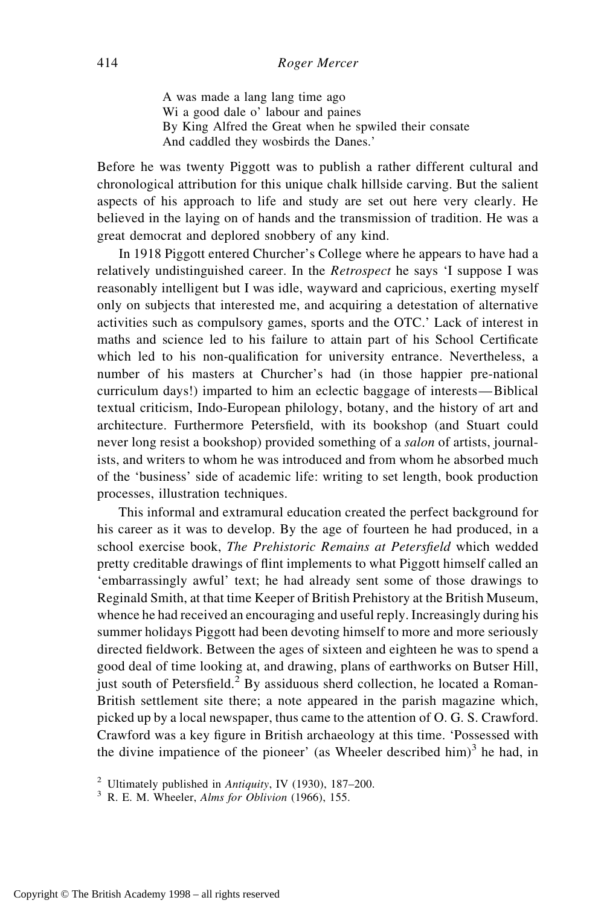> A was made a lang lang time ago
> Wi a good dale o' labour and paines
> By King Alfred the Great when he spwiled their consate
> And caddled they wosbirds the Danes.'

Before he was twenty Piggott was to publish a rather different cultural and chronological attribution for this unique chalk hillside carving. But the salient aspects of his approach to life and study are set out here very clearly. He believed in the laying on of hands and the transmission of tradition. He was a great democrat and deplored snobbery of any kind.

In 1918 Piggott entered Churcher's College where he appears to have had a relatively undistinguished career. In the *Retrospect* he says 'I suppose I was reasonably intelligent but I was idle, wayward and capricious, exerting myself only on subjects that interested me, and acquiring a detestation of alternative activities such as compulsory games, sports and the OTC.' Lack of interest in maths and science led to his failure to attain part of his School Certificate which led to his non-qualification for university entrance. Nevertheless, a number of his masters at Churcher's had (in those happier pre-national curriculum days!) imparted to him an eclectic baggage of interests—Biblical textual criticism, Indo-European philology, botany, and the history of art and architecture. Furthermore Petersfield, with its bookshop (and Stuart could never long resist a bookshop) provided something of a *salon* of artists, journalists, and writers to whom he was introduced and from whom he absorbed much of the 'business' side of academic life: writing to set length, book production processes, illustration techniques.

This informal and extramural education created the perfect background for his career as it was to develop. By the age of fourteen he had produced, in a school exercise book, *The Prehistoric Remains at Petersfield* which wedded pretty creditable drawings of flint implements to what Piggott himself called an 'embarrassingly awful' text; he had already sent some of those drawings to Reginald Smith, at that time Keeper of British Prehistory at the British Museum, whence he had received an encouraging and useful reply. Increasingly during his summer holidays Piggott had been devoting himself to more and more seriously directed fieldwork. Between the ages of sixteen and eighteen he was to spend a good deal of time looking at, and drawing, plans of earthworks on Butser Hill, just south of Petersfield.[2] By assiduous sherd collection, he located a Roman-British settlement site there; a note appeared in the parish magazine which, picked up by a local newspaper, thus came to the attention of O. G. S. Crawford. Crawford was a key figure in British archaeology at this time. 'Possessed with the divine impatience of the pioneer' (as Wheeler described him)[3] he had, in

[2] Ultimately published in *Antiquity*, IV (1930), 187–200.

[3] R. E. M. Wheeler, *Alms for Oblivion* (1966), 155.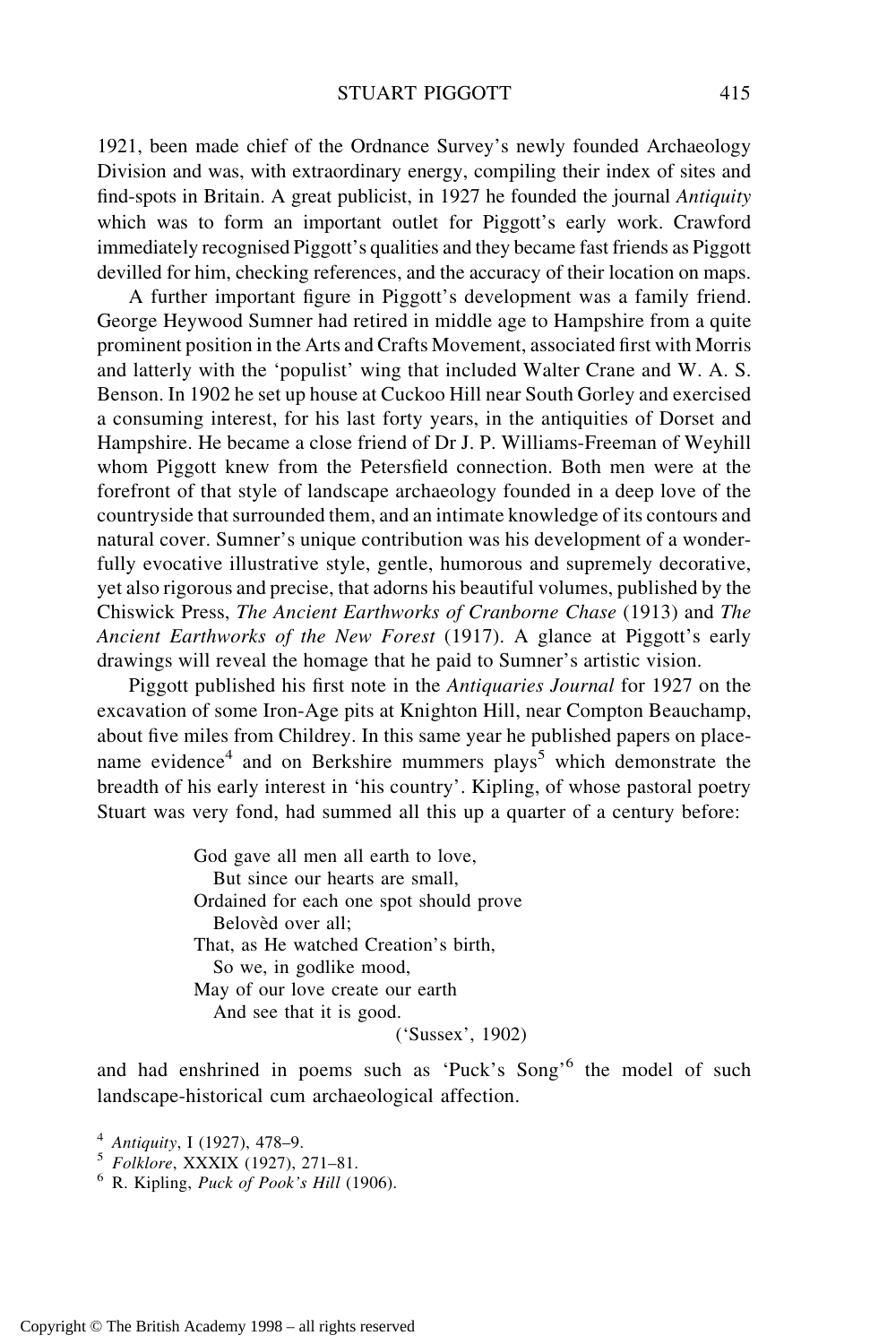1921, been made chief of the Ordnance Survey's newly founded Archaeology Division and was, with extraordinary energy, compiling their index of sites and find-spots in Britain. A great publicist, in 1927 he founded the journal *Antiquity* which was to form an important outlet for Piggott's early work. Crawford immediately recognised Piggott's qualities and they became fast friends as Piggott devilled for him, checking references, and the accuracy of their location on maps.

A further important figure in Piggott's development was a family friend. George Heywood Sumner had retired in middle age to Hampshire from a quite prominent position in the Arts and Crafts Movement, associated first with Morris and latterly with the 'populist' wing that included Walter Crane and W. A. S. Benson. In 1902 he set up house at Cuckoo Hill near South Gorley and exercised a consuming interest, for his last forty years, in the antiquities of Dorset and Hampshire. He became a close friend of Dr J. P. Williams-Freeman of Weyhill whom Piggott knew from the Petersfield connection. Both men were at the forefront of that style of landscape archaeology founded in a deep love of the countryside that surrounded them, and an intimate knowledge of its contours and natural cover. Sumner's unique contribution was his development of a wonderfully evocative illustrative style, gentle, humorous and supremely decorative, yet also rigorous and precise, that adorns his beautiful volumes, published by the Chiswick Press, *The Ancient Earthworks of Cranborne Chase* (1913) and *The Ancient Earthworks of the New Forest* (1917). A glance at Piggott's early drawings will reveal the homage that he paid to Sumner's artistic vision.

Piggott published his first note in the *Antiquaries Journal* for 1927 on the excavation of some Iron-Age pits at Knighton Hill, near Compton Beauchamp, about five miles from Childrey. In this same year he published papers on place-name evidence[4] and on Berkshire mummers plays[5] which demonstrate the breadth of his early interest in 'his country'. Kipling, of whose pastoral poetry Stuart was very fond, had summed all this up a quarter of a century before:

> God gave all men all earth to love,
> But since our hearts are small,
> Ordained for each one spot should prove
> Belovèd over all;
> That, as He watched Creation's birth,
> So we, in godlike mood,
> May of our love create our earth
> And see that it is good.
> ('Sussex', 1902)

and had enshrined in poems such as 'Puck's Song'[6] the model of such landscape-historical cum archaeological affection.

[4] *Antiquity*, I (1927), 478–9.
[5] *Folklore*, XXXIX (1927), 271–81.
[6] R. Kipling, *Puck of Pook's Hill* (1906).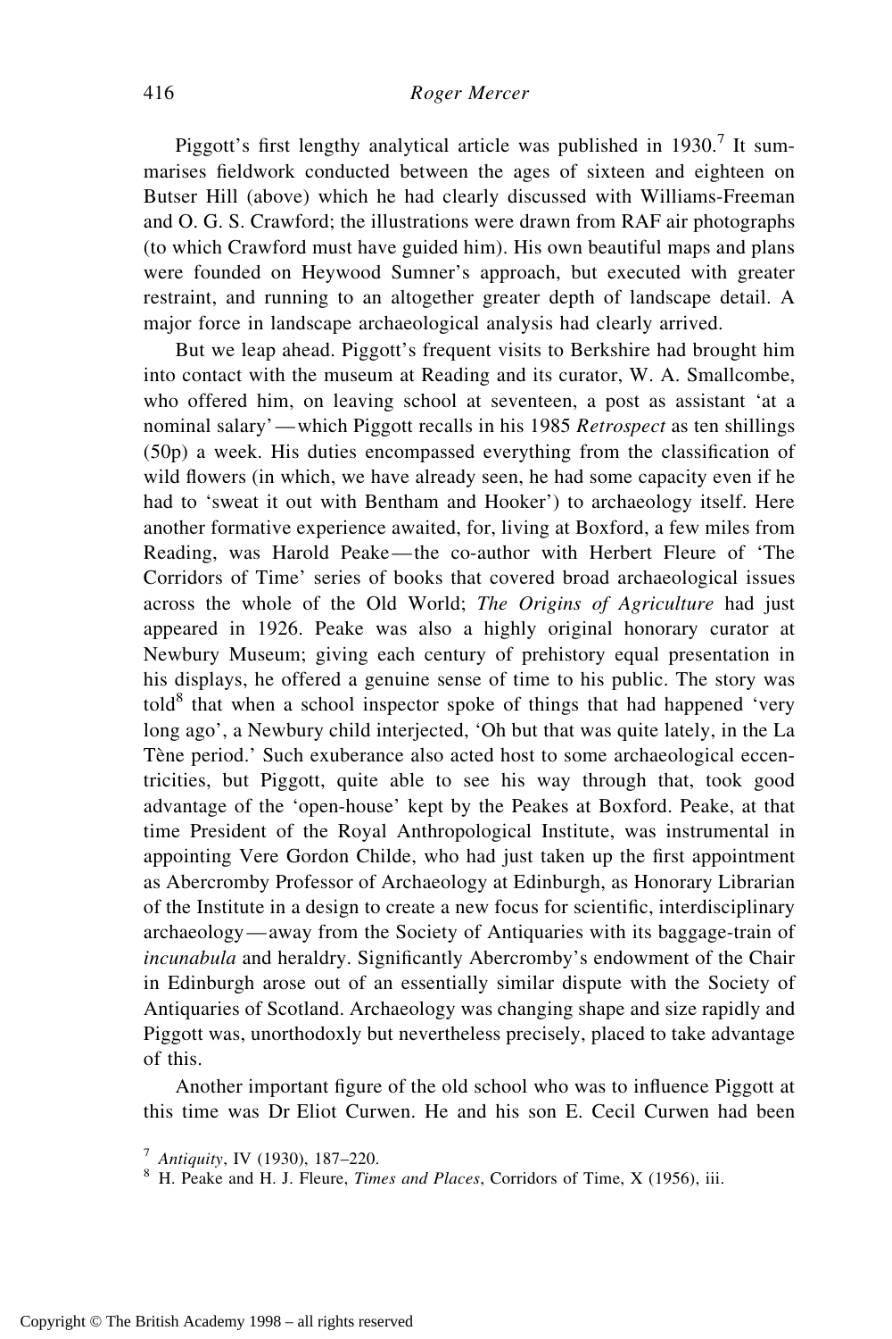Piggott's first lengthy analytical article was published in 1930.[7] It summarises fieldwork conducted between the ages of sixteen and eighteen on Butser Hill (above) which he had clearly discussed with Williams-Freeman and O. G. S. Crawford; the illustrations were drawn from RAF air photographs (to which Crawford must have guided him). His own beautiful maps and plans were founded on Heywood Sumner's approach, but executed with greater restraint, and running to an altogether greater depth of landscape detail. A major force in landscape archaeological analysis had clearly arrived.

But we leap ahead. Piggott's frequent visits to Berkshire had brought him into contact with the museum at Reading and its curator, W. A. Smallcombe, who offered him, on leaving school at seventeen, a post as assistant 'at a nominal salary'—which Piggott recalls in his 1985 *Retrospect* as ten shillings (50p) a week. His duties encompassed everything from the classification of wild flowers (in which, we have already seen, he had some capacity even if he had to 'sweat it out with Bentham and Hooker') to archaeology itself. Here another formative experience awaited, for, living at Boxford, a few miles from Reading, was Harold Peake—the co-author with Herbert Fleure of 'The Corridors of Time' series of books that covered broad archaeological issues across the whole of the Old World; *The Origins of Agriculture* had just appeared in 1926. Peake was also a highly original honorary curator at Newbury Museum; giving each century of prehistory equal presentation in his displays, he offered a genuine sense of time to his public. The story was told[8] that when a school inspector spoke of things that had happened 'very long ago', a Newbury child interjected, 'Oh but that was quite lately, in the La Tène period.' Such exuberance also acted host to some archaeological eccentricities, but Piggott, quite able to see his way through that, took good advantage of the 'open-house' kept by the Peakes at Boxford. Peake, at that time President of the Royal Anthropological Institute, was instrumental in appointing Vere Gordon Childe, who had just taken up the first appointment as Abercromby Professor of Archaeology at Edinburgh, as Honorary Librarian of the Institute in a design to create a new focus for scientific, interdisciplinary archaeology—away from the Society of Antiquaries with its baggage-train of *incunabula* and heraldry. Significantly Abercromby's endowment of the Chair in Edinburgh arose out of an essentially similar dispute with the Society of Antiquaries of Scotland. Archaeology was changing shape and size rapidly and Piggott was, unorthodoxly but nevertheless precisely, placed to take advantage of this.

Another important figure of the old school who was to influence Piggott at this time was Dr Eliot Curwen. He and his son E. Cecil Curwen had been

[7] *Antiquity*, IV (1930), 187–220.

[8] H. Peake and H. J. Fleure, *Times and Places*, Corridors of Time, X (1956), iii.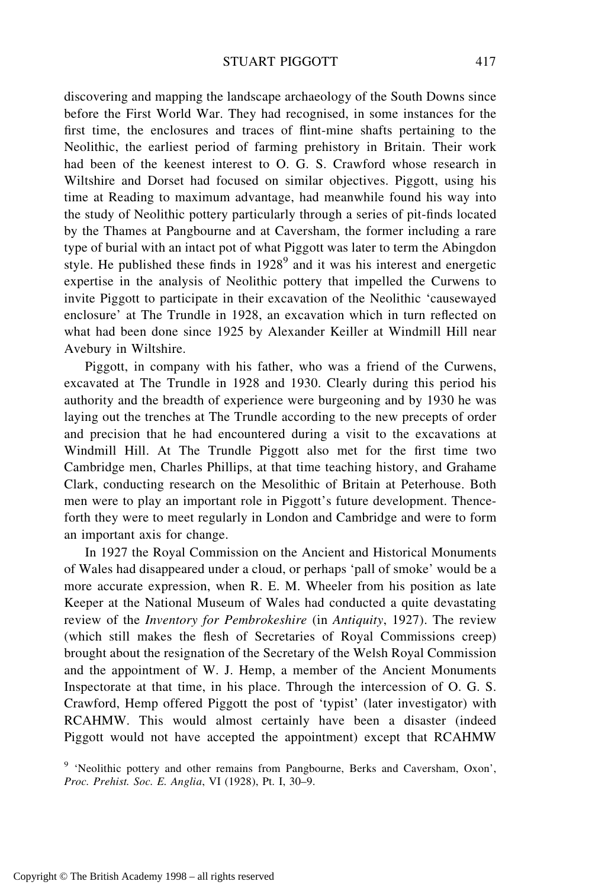discovering and mapping the landscape archaeology of the South Downs since before the First World War. They had recognised, in some instances for the first time, the enclosures and traces of flint-mine shafts pertaining to the Neolithic, the earliest period of farming prehistory in Britain. Their work had been of the keenest interest to O. G. S. Crawford whose research in Wiltshire and Dorset had focused on similar objectives. Piggott, using his time at Reading to maximum advantage, had meanwhile found his way into the study of Neolithic pottery particularly through a series of pit-finds located by the Thames at Pangbourne and at Caversham, the former including a rare type of burial with an intact pot of what Piggott was later to term the Abingdon style. He published these finds in 1928[9] and it was his interest and energetic expertise in the analysis of Neolithic pottery that impelled the Curwens to invite Piggott to participate in their excavation of the Neolithic 'causewayed enclosure' at The Trundle in 1928, an excavation which in turn reflected on what had been done since 1925 by Alexander Keiller at Windmill Hill near Avebury in Wiltshire.

Piggott, in company with his father, who was a friend of the Curwens, excavated at The Trundle in 1928 and 1930. Clearly during this period his authority and the breadth of experience were burgeoning and by 1930 he was laying out the trenches at The Trundle according to the new precepts of order and precision that he had encountered during a visit to the excavations at Windmill Hill. At The Trundle Piggott also met for the first time two Cambridge men, Charles Phillips, at that time teaching history, and Grahame Clark, conducting research on the Mesolithic of Britain at Peterhouse. Both men were to play an important role in Piggott's future development. Thenceforth they were to meet regularly in London and Cambridge and were to form an important axis for change.

In 1927 the Royal Commission on the Ancient and Historical Monuments of Wales had disappeared under a cloud, or perhaps 'pall of smoke' would be a more accurate expression, when R. E. M. Wheeler from his position as late Keeper at the National Museum of Wales had conducted a quite devastating review of the *Inventory for Pembrokeshire* (in *Antiquity*, 1927). The review (which still makes the flesh of Secretaries of Royal Commissions creep) brought about the resignation of the Secretary of the Welsh Royal Commission and the appointment of W. J. Hemp, a member of the Ancient Monuments Inspectorate at that time, in his place. Through the intercession of O. G. S. Crawford, Hemp offered Piggott the post of 'typist' (later investigator) with RCAHMW. This would almost certainly have been a disaster (indeed Piggott would not have accepted the appointment) except that RCAHMW

[9] 'Neolithic pottery and other remains from Pangbourne, Berks and Caversham, Oxon', *Proc. Prehist. Soc. E. Anglia*, VI (1928), Pt. I, 30–9.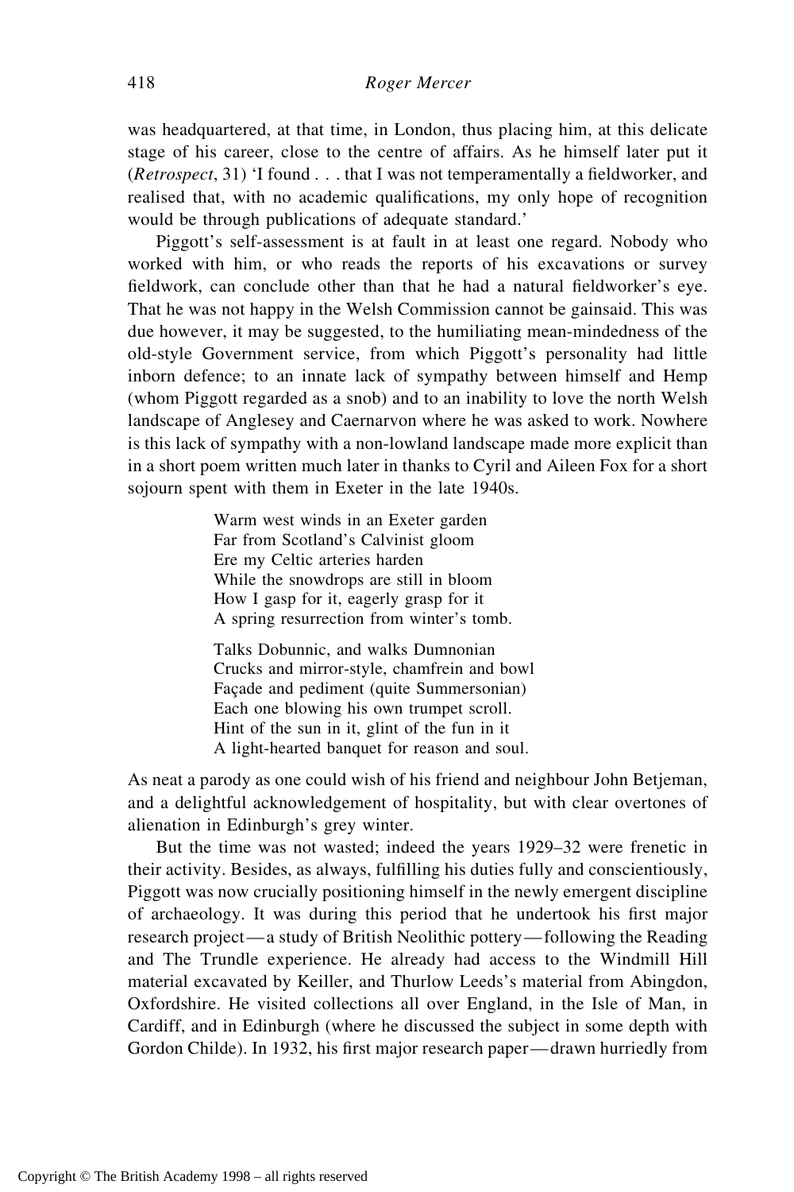was headquartered, at that time, in London, thus placing him, at this delicate stage of his career, close to the centre of affairs. As he himself later put it (*Retrospect*, 31) 'I found . . . that I was not temperamentally a fieldworker, and realised that, with no academic qualifications, my only hope of recognition would be through publications of adequate standard.'

Piggott's self-assessment is at fault in at least one regard. Nobody who worked with him, or who reads the reports of his excavations or survey fieldwork, can conclude other than that he had a natural fieldworker's eye. That he was not happy in the Welsh Commission cannot be gainsaid. This was due however, it may be suggested, to the humiliating mean-mindedness of the old-style Government service, from which Piggott's personality had little inborn defence; to an innate lack of sympathy between himself and Hemp (whom Piggott regarded as a snob) and to an inability to love the north Welsh landscape of Anglesey and Caernarvon where he was asked to work. Nowhere is this lack of sympathy with a non-lowland landscape made more explicit than in a short poem written much later in thanks to Cyril and Aileen Fox for a short sojourn spent with them in Exeter in the late 1940s.

> Warm west winds in an Exeter garden
> Far from Scotland's Calvinist gloom
> Ere my Celtic arteries harden
> While the snowdrops are still in bloom
> How I gasp for it, eagerly grasp for it
> A spring resurrection from winter's tomb.
>
> Talks Dobunnic, and walks Dumnonian
> Crucks and mirror-style, chamfrein and bowl
> Façade and pediment (quite Summersonian)
> Each one blowing his own trumpet scroll.
> Hint of the sun in it, glint of the fun in it
> A light-hearted banquet for reason and soul.

As neat a parody as one could wish of his friend and neighbour John Betjeman, and a delightful acknowledgement of hospitality, but with clear overtones of alienation in Edinburgh's grey winter.

But the time was not wasted; indeed the years 1929–32 were frenetic in their activity. Besides, as always, fulfilling his duties fully and conscientiously, Piggott was now crucially positioning himself in the newly emergent discipline of archaeology. It was during this period that he undertook his first major research project—a study of British Neolithic pottery—following the Reading and The Trundle experience. He already had access to the Windmill Hill material excavated by Keiller, and Thurlow Leeds's material from Abingdon, Oxfordshire. He visited collections all over England, in the Isle of Man, in Cardiff, and in Edinburgh (where he discussed the subject in some depth with Gordon Childe). In 1932, his first major research paper—drawn hurriedly from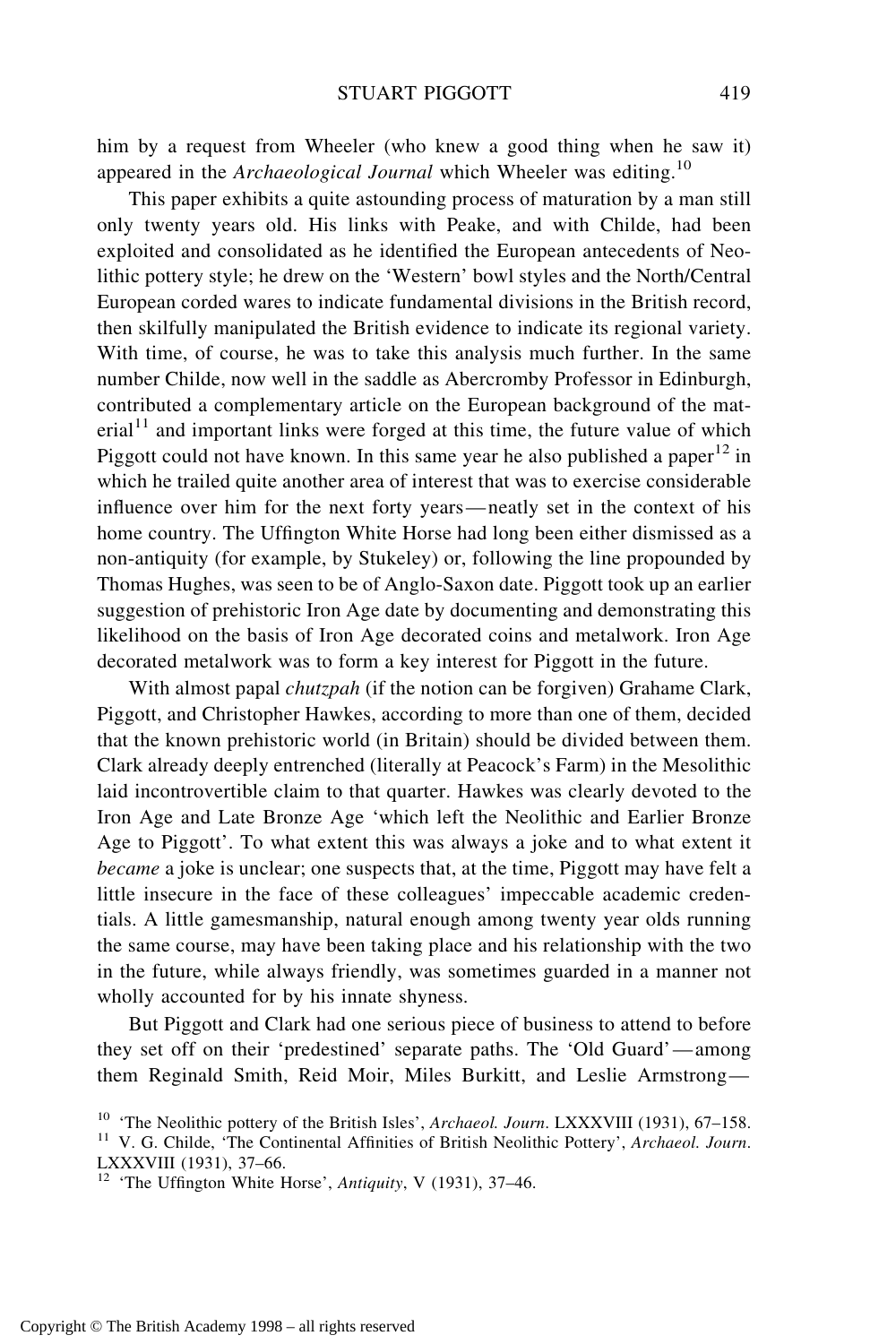him by a request from Wheeler (who knew a good thing when he saw it) appeared in the *Archaeological Journal* which Wheeler was editing.[10]

This paper exhibits a quite astounding process of maturation by a man still only twenty years old. His links with Peake, and with Childe, had been exploited and consolidated as he identified the European antecedents of Neolithic pottery style; he drew on the 'Western' bowl styles and the North/Central European corded wares to indicate fundamental divisions in the British record, then skilfully manipulated the British evidence to indicate its regional variety. With time, of course, he was to take this analysis much further. In the same number Childe, now well in the saddle as Abercromby Professor in Edinburgh, contributed a complementary article on the European background of the material[11] and important links were forged at this time, the future value of which Piggott could not have known. In this same year he also published a paper[12] in which he trailed quite another area of interest that was to exercise considerable influence over him for the next forty years—neatly set in the context of his home country. The Uffington White Horse had long been either dismissed as a non-antiquity (for example, by Stukeley) or, following the line propounded by Thomas Hughes, was seen to be of Anglo-Saxon date. Piggott took up an earlier suggestion of prehistoric Iron Age date by documenting and demonstrating this likelihood on the basis of Iron Age decorated coins and metalwork. Iron Age decorated metalwork was to form a key interest for Piggott in the future.

With almost papal *chutzpah* (if the notion can be forgiven) Grahame Clark, Piggott, and Christopher Hawkes, according to more than one of them, decided that the known prehistoric world (in Britain) should be divided between them. Clark already deeply entrenched (literally at Peacock's Farm) in the Mesolithic laid incontrovertible claim to that quarter. Hawkes was clearly devoted to the Iron Age and Late Bronze Age 'which left the Neolithic and Earlier Bronze Age to Piggott'. To what extent this was always a joke and to what extent it *became* a joke is unclear; one suspects that, at the time, Piggott may have felt a little insecure in the face of these colleagues' impeccable academic credentials. A little gamesmanship, natural enough among twenty year olds running the same course, may have been taking place and his relationship with the two in the future, while always friendly, was sometimes guarded in a manner not wholly accounted for by his innate shyness.

But Piggott and Clark had one serious piece of business to attend to before they set off on their 'predestined' separate paths. The 'Old Guard'—among them Reginald Smith, Reid Moir, Miles Burkitt, and Leslie Armstrong—

[10] 'The Neolithic pottery of the British Isles', *Archaeol. Journ*. LXXXVIII (1931), 67–158.

[11] V. G. Childe, 'The Continental Affinities of British Neolithic Pottery', *Archaeol. Journ*. LXXXVIII (1931), 37–66.

[12] 'The Uffington White Horse', *Antiquity*, V (1931), 37–46.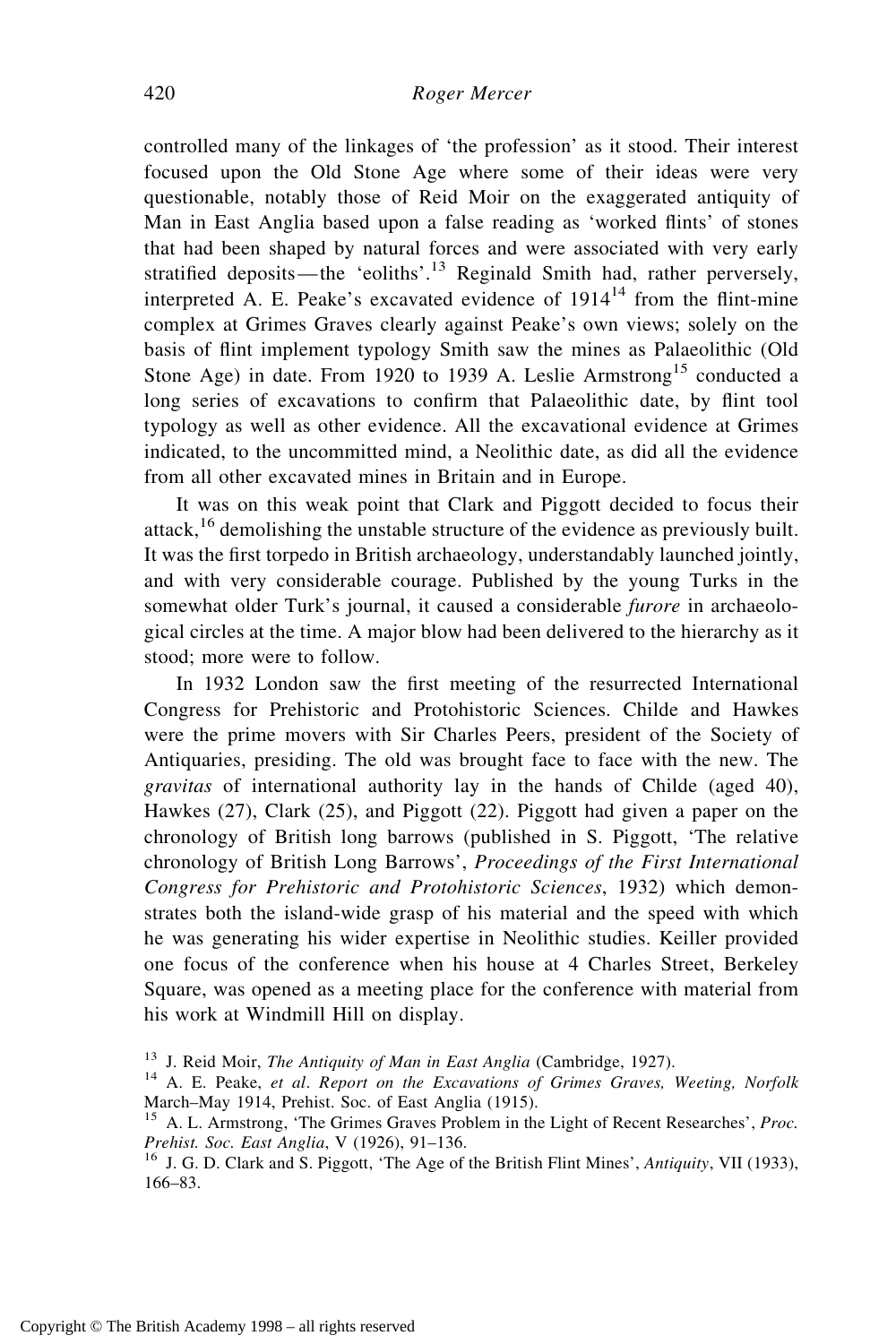controlled many of the linkages of 'the profession' as it stood. Their interest focused upon the Old Stone Age where some of their ideas were very questionable, notably those of Reid Moir on the exaggerated antiquity of Man in East Anglia based upon a false reading as 'worked flints' of stones that had been shaped by natural forces and were associated with very early stratified deposits—the 'eoliths'.[13] Reginald Smith had, rather perversely, interpreted A. E. Peake's excavated evidence of 1914[14] from the flint-mine complex at Grimes Graves clearly against Peake's own views; solely on the basis of flint implement typology Smith saw the mines as Palaeolithic (Old Stone Age) in date. From 1920 to 1939 A. Leslie Armstrong[15] conducted a long series of excavations to confirm that Palaeolithic date, by flint tool typology as well as other evidence. All the excavational evidence at Grimes indicated, to the uncommitted mind, a Neolithic date, as did all the evidence from all other excavated mines in Britain and in Europe.

It was on this weak point that Clark and Piggott decided to focus their attack,[16] demolishing the unstable structure of the evidence as previously built. It was the first torpedo in British archaeology, understandably launched jointly, and with very considerable courage. Published by the young Turks in the somewhat older Turk's journal, it caused a considerable *furore* in archaeological circles at the time. A major blow had been delivered to the hierarchy as it stood; more were to follow.

In 1932 London saw the first meeting of the resurrected International Congress for Prehistoric and Protohistoric Sciences. Childe and Hawkes were the prime movers with Sir Charles Peers, president of the Society of Antiquaries, presiding. The old was brought face to face with the new. The *gravitas* of international authority lay in the hands of Childe (aged 40), Hawkes (27), Clark (25), and Piggott (22). Piggott had given a paper on the chronology of British long barrows (published in S. Piggott, 'The relative chronology of British Long Barrows', *Proceedings of the First International Congress for Prehistoric and Protohistoric Sciences*, 1932) which demonstrates both the island-wide grasp of his material and the speed with which he was generating his wider expertise in Neolithic studies. Keiller provided one focus of the conference when his house at 4 Charles Street, Berkeley Square, was opened as a meeting place for the conference with material from his work at Windmill Hill on display.

[13] J. Reid Moir, *The Antiquity of Man in East Anglia* (Cambridge, 1927).

[14] A. E. Peake, *et al*. *Report on the Excavations of Grimes Graves, Weeting, Norfolk* March–May 1914, Prehist. Soc. of East Anglia (1915).

[15] A. L. Armstrong, 'The Grimes Graves Problem in the Light of Recent Researches', *Proc. Prehist. Soc. East Anglia*, V (1926), 91–136.

[16] J. G. D. Clark and S. Piggott, 'The Age of the British Flint Mines', *Antiquity*, VII (1933), 166–83.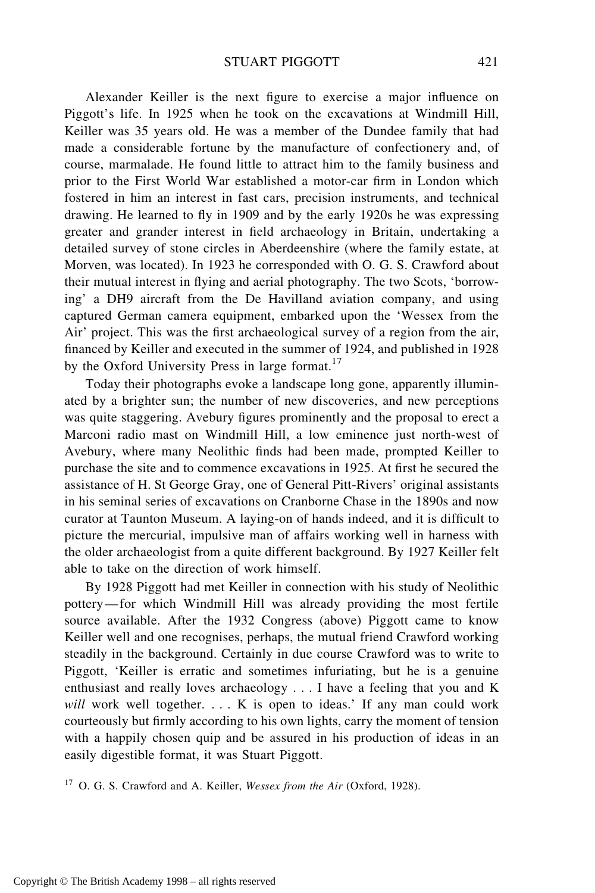Alexander Keiller is the next figure to exercise a major influence on Piggott's life. In 1925 when he took on the excavations at Windmill Hill, Keiller was 35 years old. He was a member of the Dundee family that had made a considerable fortune by the manufacture of confectionery and, of course, marmalade. He found little to attract him to the family business and prior to the First World War established a motor-car firm in London which fostered in him an interest in fast cars, precision instruments, and technical drawing. He learned to fly in 1909 and by the early 1920s he was expressing greater and grander interest in field archaeology in Britain, undertaking a detailed survey of stone circles in Aberdeenshire (where the family estate, at Morven, was located). In 1923 he corresponded with O. G. S. Crawford about their mutual interest in flying and aerial photography. The two Scots, 'borrowing' a DH9 aircraft from the De Havilland aviation company, and using captured German camera equipment, embarked upon the 'Wessex from the Air' project. This was the first archaeological survey of a region from the air, financed by Keiller and executed in the summer of 1924, and published in 1928 by the Oxford University Press in large format.[17]

Today their photographs evoke a landscape long gone, apparently illuminated by a brighter sun; the number of new discoveries, and new perceptions was quite staggering. Avebury figures prominently and the proposal to erect a Marconi radio mast on Windmill Hill, a low eminence just north-west of Avebury, where many Neolithic finds had been made, prompted Keiller to purchase the site and to commence excavations in 1925. At first he secured the assistance of H. St George Gray, one of General Pitt-Rivers' original assistants in his seminal series of excavations on Cranborne Chase in the 1890s and now curator at Taunton Museum. A laying-on of hands indeed, and it is difficult to picture the mercurial, impulsive man of affairs working well in harness with the older archaeologist from a quite different background. By 1927 Keiller felt able to take on the direction of work himself.

By 1928 Piggott had met Keiller in connection with his study of Neolithic pottery—for which Windmill Hill was already providing the most fertile source available. After the 1932 Congress (above) Piggott came to know Keiller well and one recognises, perhaps, the mutual friend Crawford working steadily in the background. Certainly in due course Crawford was to write to Piggott, 'Keiller is erratic and sometimes infuriating, but he is a genuine enthusiast and really loves archaeology . . . I have a feeling that you and K *will* work well together. . . . K is open to ideas.' If any man could work courteously but firmly according to his own lights, carry the moment of tension with a happily chosen quip and be assured in his production of ideas in an easily digestible format, it was Stuart Piggott.

[17] O. G. S. Crawford and A. Keiller, *Wessex from the Air* (Oxford, 1928).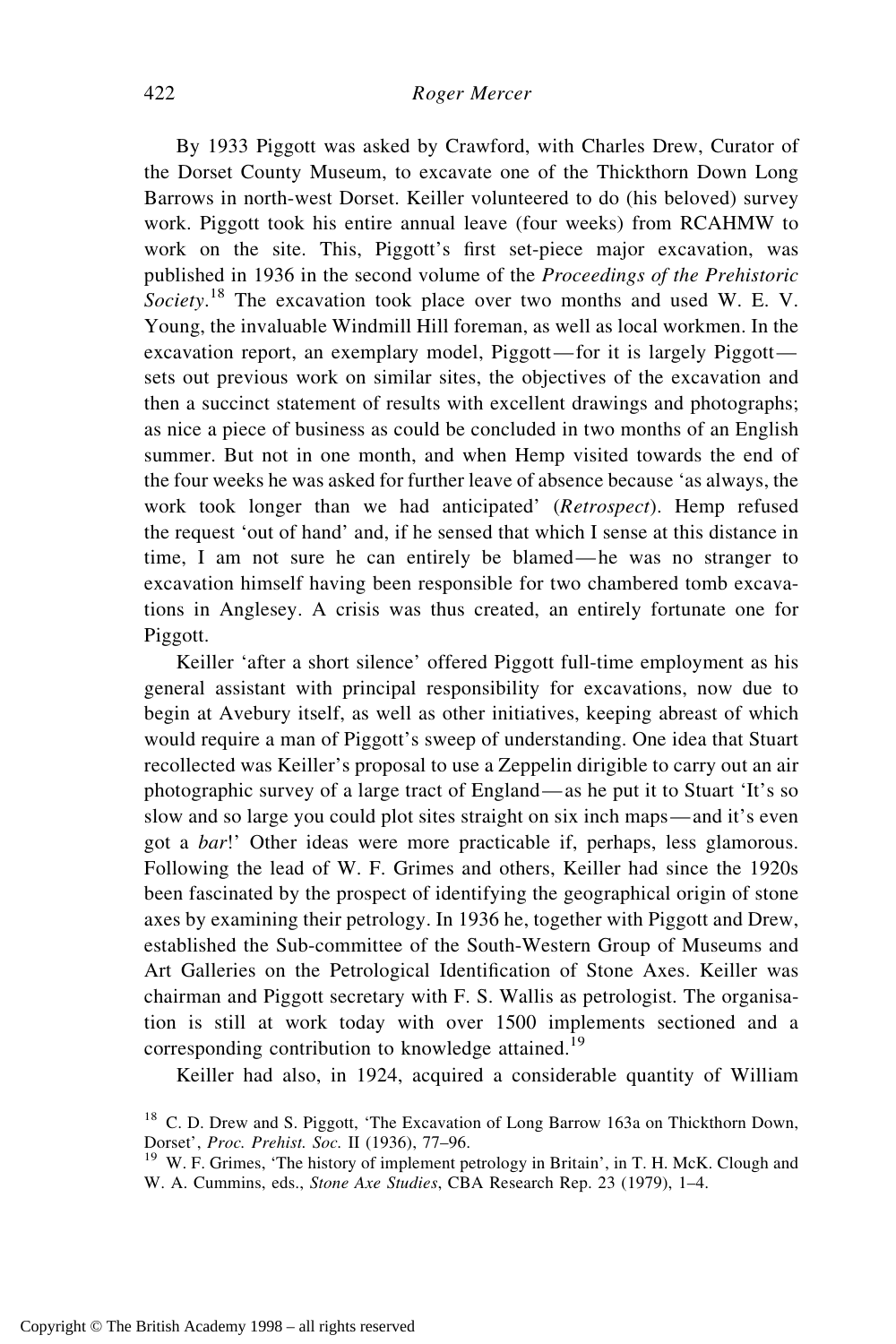By 1933 Piggott was asked by Crawford, with Charles Drew, Curator of the Dorset County Museum, to excavate one of the Thickthorn Down Long Barrows in north-west Dorset. Keiller volunteered to do (his beloved) survey work. Piggott took his entire annual leave (four weeks) from RCAHMW to work on the site. This, Piggott's first set-piece major excavation, was published in 1936 in the second volume of the *Proceedings of the Prehistoric Society*.[18] The excavation took place over two months and used W. E. V. Young, the invaluable Windmill Hill foreman, as well as local workmen. In the excavation report, an exemplary model, Piggott—for it is largely Piggott—sets out previous work on similar sites, the objectives of the excavation and then a succinct statement of results with excellent drawings and photographs; as nice a piece of business as could be concluded in two months of an English summer. But not in one month, and when Hemp visited towards the end of the four weeks he was asked for further leave of absence because 'as always, the work took longer than we had anticipated' (*Retrospect*). Hemp refused the request 'out of hand' and, if he sensed that which I sense at this distance in time, I am not sure he can entirely be blamed—he was no stranger to excavation himself having been responsible for two chambered tomb excavations in Anglesey. A crisis was thus created, an entirely fortunate one for Piggott.

Keiller 'after a short silence' offered Piggott full-time employment as his general assistant with principal responsibility for excavations, now due to begin at Avebury itself, as well as other initiatives, keeping abreast of which would require a man of Piggott's sweep of understanding. One idea that Stuart recollected was Keiller's proposal to use a Zeppelin dirigible to carry out an air photographic survey of a large tract of England—as he put it to Stuart 'It's so slow and so large you could plot sites straight on six inch maps—and it's even got a *bar*!' Other ideas were more practicable if, perhaps, less glamorous. Following the lead of W. F. Grimes and others, Keiller had since the 1920s been fascinated by the prospect of identifying the geographical origin of stone axes by examining their petrology. In 1936 he, together with Piggott and Drew, established the Sub-committee of the South-Western Group of Museums and Art Galleries on the Petrological Identification of Stone Axes. Keiller was chairman and Piggott secretary with F. S. Wallis as petrologist. The organisation is still at work today with over 1500 implements sectioned and a corresponding contribution to knowledge attained.[19]

Keiller had also, in 1924, acquired a considerable quantity of William

[18] C. D. Drew and S. Piggott, 'The Excavation of Long Barrow 163a on Thickthorn Down, Dorset', *Proc. Prehist. Soc.* II (1936), 77–96.

[19] W. F. Grimes, 'The history of implement petrology in Britain', in T. H. McK. Clough and W. A. Cummins, eds., *Stone Axe Studies*, CBA Research Rep. 23 (1979), 1–4.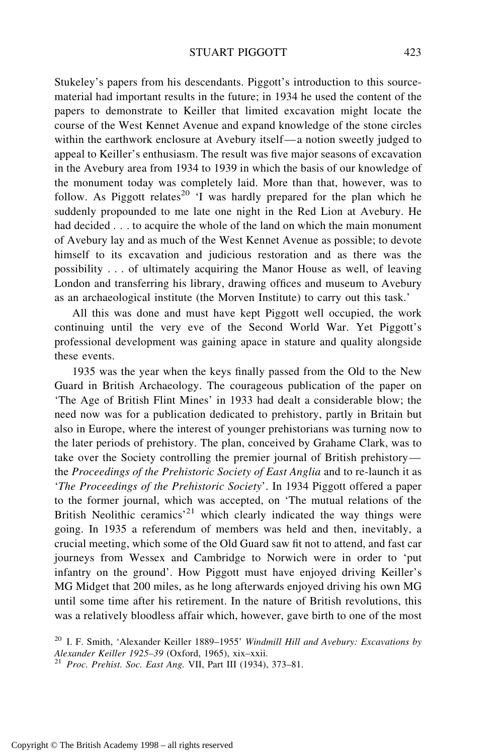Stukeley's papers from his descendants. Piggott's introduction to this source-material had important results in the future; in 1934 he used the content of the papers to demonstrate to Keiller that limited excavation might locate the course of the West Kennet Avenue and expand knowledge of the stone circles within the earthwork enclosure at Avebury itself—a notion sweetly judged to appeal to Keiller's enthusiasm. The result was five major seasons of excavation in the Avebury area from 1934 to 1939 in which the basis of our knowledge of the monument today was completely laid. More than that, however, was to follow. As Piggott relates[20] 'I was hardly prepared for the plan which he suddenly propounded to me late one night in the Red Lion at Avebury. He had decided . . . to acquire the whole of the land on which the main monument of Avebury lay and as much of the West Kennet Avenue as possible; to devote himself to its excavation and judicious restoration and as there was the possibility . . . of ultimately acquiring the Manor House as well, of leaving London and transferring his library, drawing offices and museum to Avebury as an archaeological institute (the Morven Institute) to carry out this task.'

All this was done and must have kept Piggott well occupied, the work continuing until the very eve of the Second World War. Yet Piggott's professional development was gaining apace in stature and quality alongside these events.

1935 was the year when the keys finally passed from the Old to the New Guard in British Archaeology. The courageous publication of the paper on 'The Age of British Flint Mines' in 1933 had dealt a considerable blow; the need now was for a publication dedicated to prehistory, partly in Britain but also in Europe, where the interest of younger prehistorians was turning now to the later periods of prehistory. The plan, conceived by Grahame Clark, was to take over the Society controlling the premier journal of British prehistory—the *Proceedings of the Prehistoric Society of East Anglia* and to re-launch it as '*The Proceedings of the Prehistoric Society*'. In 1934 Piggott offered a paper to the former journal, which was accepted, on 'The mutual relations of the British Neolithic ceramics'[21] which clearly indicated the way things were going. In 1935 a referendum of members was held and then, inevitably, a crucial meeting, which some of the Old Guard saw fit not to attend, and fast car journeys from Wessex and Cambridge to Norwich were in order to 'put infantry on the ground'. How Piggott must have enjoyed driving Keiller's MG Midget that 200 miles, as he long afterwards enjoyed driving his own MG until some time after his retirement. In the nature of British revolutions, this was a relatively bloodless affair which, however, gave birth to one of the most

[20] I. F. Smith, 'Alexander Keiller 1889–1955' *Windmill Hill and Avebury: Excavations by Alexander Keiller 1925–39* (Oxford, 1965), xix–xxii.

[21] *Proc. Prehist. Soc. East Ang.* VII, Part III (1934), 373–81.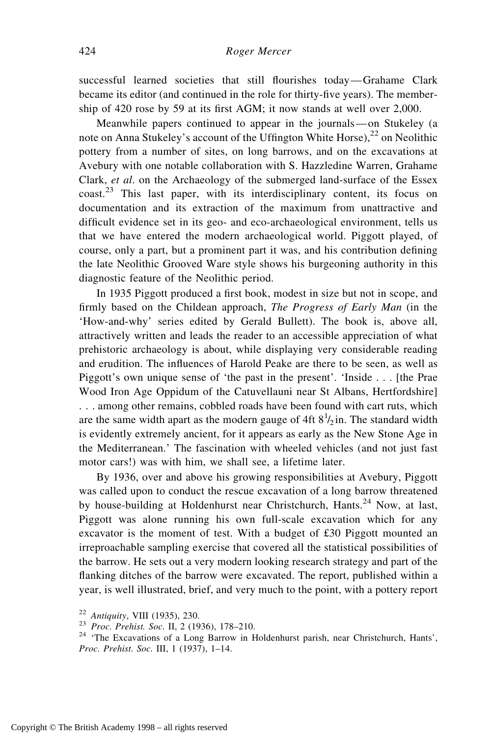successful learned societies that still flourishes today—Grahame Clark became its editor (and continued in the role for thirty-five years). The membership of 420 rose by 59 at its first AGM; it now stands at well over 2,000.

Meanwhile papers continued to appear in the journals—on Stukeley (a note on Anna Stukeley's account of the Uffington White Horse),[22] on Neolithic pottery from a number of sites, on long barrows, and on the excavations at Avebury with one notable collaboration with S. Hazzledine Warren, Grahame Clark, *et al*. on the Archaeology of the submerged land-surface of the Essex coast.[23] This last paper, with its interdisciplinary content, its focus on documentation and its extraction of the maximum from unattractive and difficult evidence set in its geo- and eco-archaeological environment, tells us that we have entered the modern archaeological world. Piggott played, of course, only a part, but a prominent part it was, and his contribution defining the late Neolithic Grooved Ware style shows his burgeoning authority in this diagnostic feature of the Neolithic period.

In 1935 Piggott produced a first book, modest in size but not in scope, and firmly based on the Childean approach, *The Progress of Early Man* (in the 'How-and-why' series edited by Gerald Bullett). The book is, above all, attractively written and leads the reader to an accessible appreciation of what prehistoric archaeology is about, while displaying very considerable reading and erudition. The influences of Harold Peake are there to be seen, as well as Piggott's own unique sense of 'the past in the present'. 'Inside . . . [the Prae Wood Iron Age Oppidum of the Catuvellauni near St Albans, Hertfordshire] . . . among other remains, cobbled roads have been found with cart ruts, which are the same width apart as the modern gauge of 4ft $8\frac{1}{2}$ in. The standard width is evidently extremely ancient, for it appears as early as the New Stone Age in the Mediterranean.' The fascination with wheeled vehicles (and not just fast motor cars!) was with him, we shall see, a lifetime later.

By 1936, over and above his growing responsibilities at Avebury, Piggott was called upon to conduct the rescue excavation of a long barrow threatened by house-building at Holdenhurst near Christchurch, Hants.[24] Now, at last, Piggott was alone running his own full-scale excavation which for any excavator is the moment of test. With a budget of £30 Piggott mounted an irreproachable sampling exercise that covered all the statistical possibilities of the barrow. He sets out a very modern looking research strategy and part of the flanking ditches of the barrow were excavated. The report, published within a year, is well illustrated, brief, and very much to the point, with a pottery report

[22] *Antiquity*, VIII (1935), 230.

[23] *Proc. Prehist. Soc.* II, 2 (1936), 178–210.

[24] 'The Excavations of a Long Barrow in Holdenhurst parish, near Christchurch, Hants', *Proc. Prehist. Soc.* III, 1 (1937), 1–14.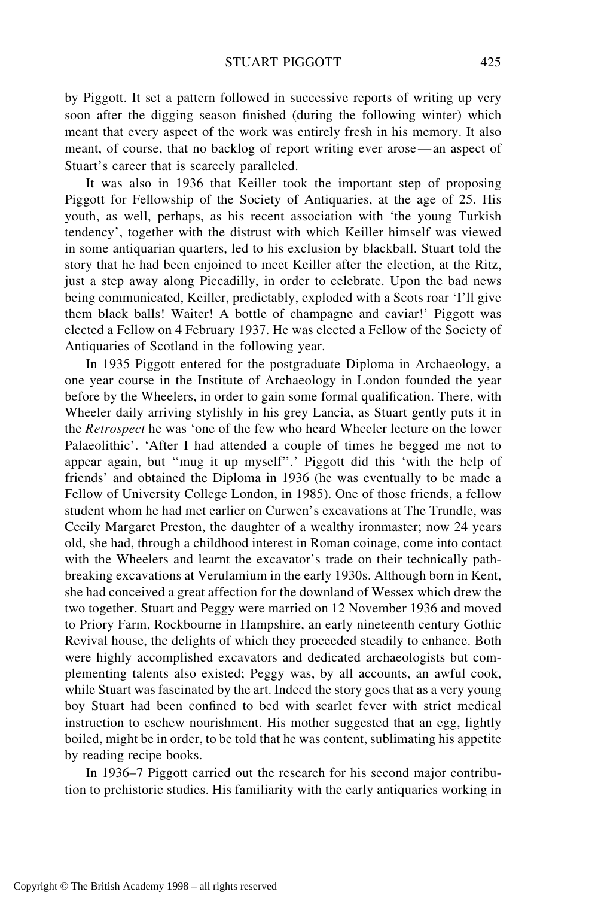by Piggott. It set a pattern followed in successive reports of writing up very soon after the digging season finished (during the following winter) which meant that every aspect of the work was entirely fresh in his memory. It also meant, of course, that no backlog of report writing ever arose — an aspect of Stuart's career that is scarcely paralleled.

It was also in 1936 that Keiller took the important step of proposing Piggott for Fellowship of the Society of Antiquaries, at the age of 25. His youth, as well, perhaps, as his recent association with 'the young Turkish tendency', together with the distrust with which Keiller himself was viewed in some antiquarian quarters, led to his exclusion by blackball. Stuart told the story that he had been enjoined to meet Keiller after the election, at the Ritz, just a step away along Piccadilly, in order to celebrate. Upon the bad news being communicated, Keiller, predictably, exploded with a Scots roar 'I'll give them black balls! Waiter! A bottle of champagne and caviar!' Piggott was elected a Fellow on 4 February 1937. He was elected a Fellow of the Society of Antiquaries of Scotland in the following year.

In 1935 Piggott entered for the postgraduate Diploma in Archaeology, a one year course in the Institute of Archaeology in London founded the year before by the Wheelers, in order to gain some formal qualification. There, with Wheeler daily arriving stylishly in his grey Lancia, as Stuart gently puts it in the *Retrospect* he was 'one of the few who heard Wheeler lecture on the lower Palaeolithic'. 'After I had attended a couple of times he begged me not to appear again, but "mug it up myself".' Piggott did this 'with the help of friends' and obtained the Diploma in 1936 (he was eventually to be made a Fellow of University College London, in 1985). One of those friends, a fellow student whom he had met earlier on Curwen's excavations at The Trundle, was Cecily Margaret Preston, the daughter of a wealthy ironmaster; now 24 years old, she had, through a childhood interest in Roman coinage, come into contact with the Wheelers and learnt the excavator's trade on their technically path-breaking excavations at Verulamium in the early 1930s. Although born in Kent, she had conceived a great affection for the downland of Wessex which drew the two together. Stuart and Peggy were married on 12 November 1936 and moved to Priory Farm, Rockbourne in Hampshire, an early nineteenth century Gothic Revival house, the delights of which they proceeded steadily to enhance. Both were highly accomplished excavators and dedicated archaeologists but complementing talents also existed; Peggy was, by all accounts, an awful cook, while Stuart was fascinated by the art. Indeed the story goes that as a very young boy Stuart had been confined to bed with scarlet fever with strict medical instruction to eschew nourishment. His mother suggested that an egg, lightly boiled, might be in order, to be told that he was content, sublimating his appetite by reading recipe books.

In 1936–7 Piggott carried out the research for his second major contribution to prehistoric studies. His familiarity with the early antiquaries working in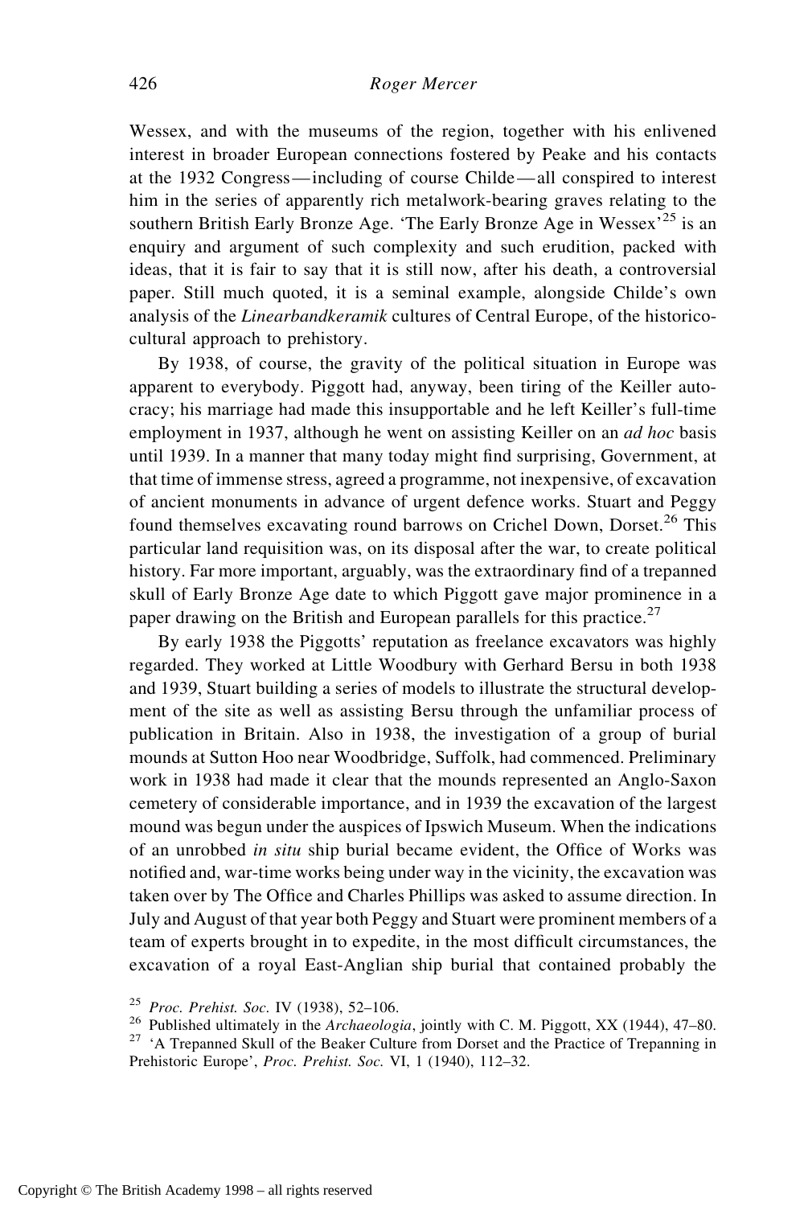Wessex, and with the museums of the region, together with his enlivened interest in broader European connections fostered by Peake and his contacts at the 1932 Congress—including of course Childe—all conspired to interest him in the series of apparently rich metalwork-bearing graves relating to the southern British Early Bronze Age. 'The Early Bronze Age in Wessex'[25] is an enquiry and argument of such complexity and such erudition, packed with ideas, that it is fair to say that it is still now, after his death, a controversial paper. Still much quoted, it is a seminal example, alongside Childe's own analysis of the *Linearbandkeramik* cultures of Central Europe, of the historico-cultural approach to prehistory.

By 1938, of course, the gravity of the political situation in Europe was apparent to everybody. Piggott had, anyway, been tiring of the Keiller autocracy; his marriage had made this insupportable and he left Keiller's full-time employment in 1937, although he went on assisting Keiller on an *ad hoc* basis until 1939. In a manner that many today might find surprising, Government, at that time of immense stress, agreed a programme, not inexpensive, of excavation of ancient monuments in advance of urgent defence works. Stuart and Peggy found themselves excavating round barrows on Crichel Down, Dorset.[26] This particular land requisition was, on its disposal after the war, to create political history. Far more important, arguably, was the extraordinary find of a trepanned skull of Early Bronze Age date to which Piggott gave major prominence in a paper drawing on the British and European parallels for this practice.[27]

By early 1938 the Piggotts' reputation as freelance excavators was highly regarded. They worked at Little Woodbury with Gerhard Bersu in both 1938 and 1939, Stuart building a series of models to illustrate the structural development of the site as well as assisting Bersu through the unfamiliar process of publication in Britain. Also in 1938, the investigation of a group of burial mounds at Sutton Hoo near Woodbridge, Suffolk, had commenced. Preliminary work in 1938 had made it clear that the mounds represented an Anglo-Saxon cemetery of considerable importance, and in 1939 the excavation of the largest mound was begun under the auspices of Ipswich Museum. When the indications of an unrobbed *in situ* ship burial became evident, the Office of Works was notified and, war-time works being under way in the vicinity, the excavation was taken over by The Office and Charles Phillips was asked to assume direction. In July and August of that year both Peggy and Stuart were prominent members of a team of experts brought in to expedite, in the most difficult circumstances, the excavation of a royal East-Anglian ship burial that contained probably the

[25] *Proc. Prehist. Soc.* IV (1938), 52–106.

[26] Published ultimately in the *Archaeologia*, jointly with C. M. Piggott, XX (1944), 47–80.

[27] 'A Trepanned Skull of the Beaker Culture from Dorset and the Practice of Trepanning in Prehistoric Europe', *Proc. Prehist. Soc.* VI, 1 (1940), 112–32.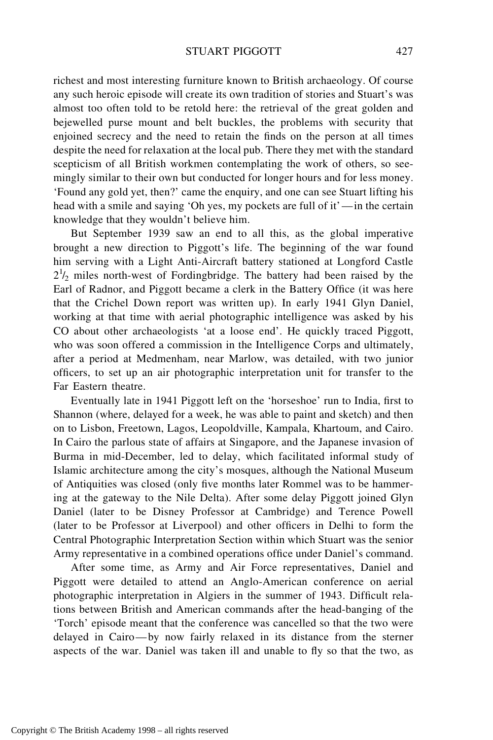richest and most interesting furniture known to British archaeology. Of course any such heroic episode will create its own tradition of stories and Stuart's was almost too often told to be retold here: the retrieval of the great golden and bejewelled purse mount and belt buckles, the problems with security that enjoined secrecy and the need to retain the finds on the person at all times despite the need for relaxation at the local pub. There they met with the standard scepticism of all British workmen contemplating the work of others, so seemingly similar to their own but conducted for longer hours and for less money. 'Found any gold yet, then?' came the enquiry, and one can see Stuart lifting his head with a smile and saying 'Oh yes, my pockets are full of it'—in the certain knowledge that they wouldn't believe him.

But September 1939 saw an end to all this, as the global imperative brought a new direction to Piggott's life. The beginning of the war found him serving with a Light Anti-Aircraft battery stationed at Longford Castle 2½ miles north-west of Fordingbridge. The battery had been raised by the Earl of Radnor, and Piggott became a clerk in the Battery Office (it was here that the Crichel Down report was written up). In early 1941 Glyn Daniel, working at that time with aerial photographic intelligence was asked by his CO about other archaeologists 'at a loose end'. He quickly traced Piggott, who was soon offered a commission in the Intelligence Corps and ultimately, after a period at Medmenham, near Marlow, was detailed, with two junior officers, to set up an air photographic interpretation unit for transfer to the Far Eastern theatre.

Eventually late in 1941 Piggott left on the 'horseshoe' run to India, first to Shannon (where, delayed for a week, he was able to paint and sketch) and then on to Lisbon, Freetown, Lagos, Leopoldville, Kampala, Khartoum, and Cairo. In Cairo the parlous state of affairs at Singapore, and the Japanese invasion of Burma in mid-December, led to delay, which facilitated informal study of Islamic architecture among the city's mosques, although the National Museum of Antiquities was closed (only five months later Rommel was to be hammering at the gateway to the Nile Delta). After some delay Piggott joined Glyn Daniel (later to be Disney Professor at Cambridge) and Terence Powell (later to be Professor at Liverpool) and other officers in Delhi to form the Central Photographic Interpretation Section within which Stuart was the senior Army representative in a combined operations office under Daniel's command.

After some time, as Army and Air Force representatives, Daniel and Piggott were detailed to attend an Anglo-American conference on aerial photographic interpretation in Algiers in the summer of 1943. Difficult relations between British and American commands after the head-banging of the 'Torch' episode meant that the conference was cancelled so that the two were delayed in Cairo—by now fairly relaxed in its distance from the sterner aspects of the war. Daniel was taken ill and unable to fly so that the two, as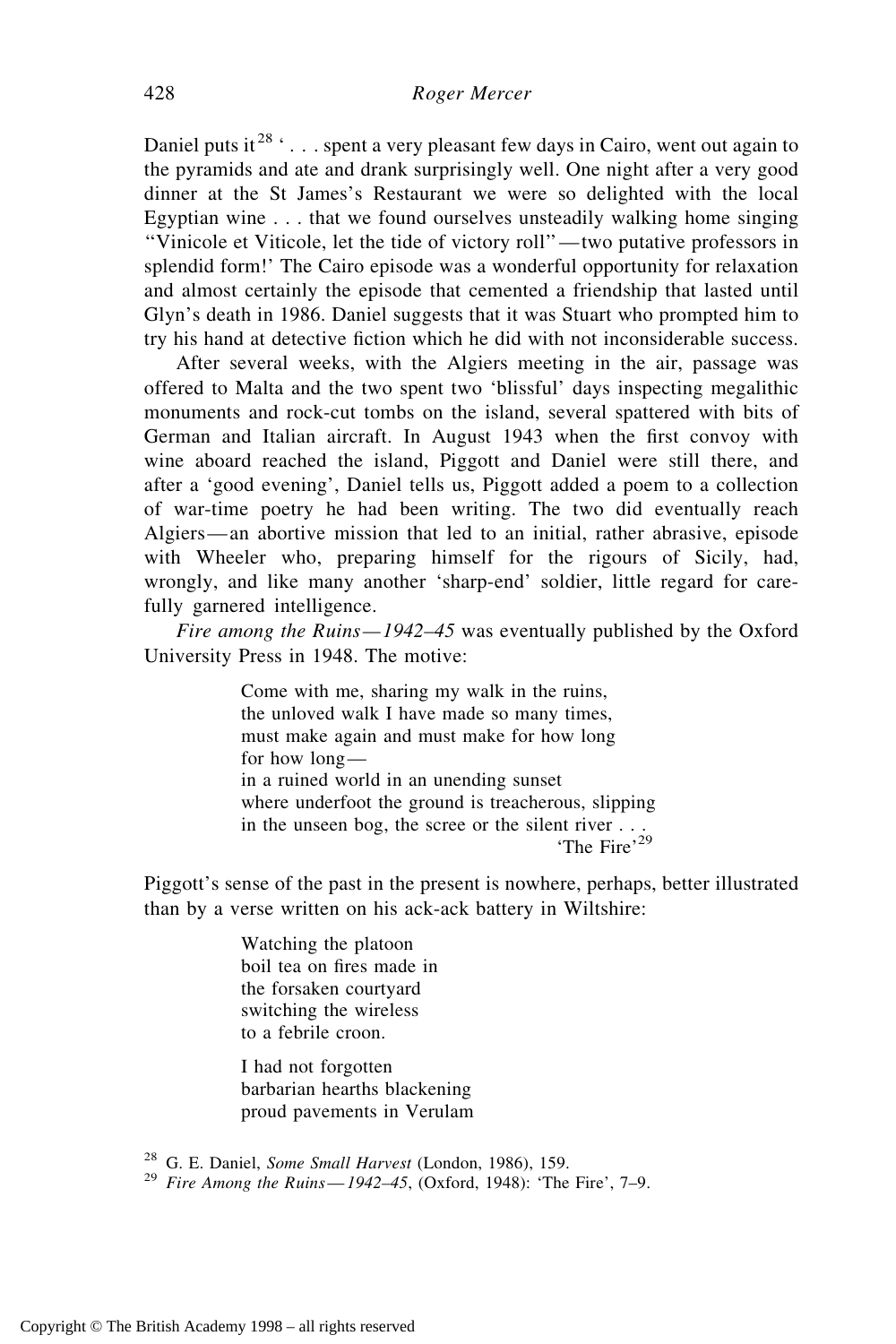Daniel puts it[28] ' . . . spent a very pleasant few days in Cairo, went out again to the pyramids and ate and drank surprisingly well. One night after a very good dinner at the St James's Restaurant we were so delighted with the local Egyptian wine . . . that we found ourselves unsteadily walking home singing "Vinicole et Viticole, let the tide of victory roll"—two putative professors in splendid form!' The Cairo episode was a wonderful opportunity for relaxation and almost certainly the episode that cemented a friendship that lasted until Glyn's death in 1986. Daniel suggests that it was Stuart who prompted him to try his hand at detective fiction which he did with not inconsiderable success.

After several weeks, with the Algiers meeting in the air, passage was offered to Malta and the two spent two 'blissful' days inspecting megalithic monuments and rock-cut tombs on the island, several spattered with bits of German and Italian aircraft. In August 1943 when the first convoy with wine aboard reached the island, Piggott and Daniel were still there, and after a 'good evening', Daniel tells us, Piggott added a poem to a collection of war-time poetry he had been writing. The two did eventually reach Algiers—an abortive mission that led to an initial, rather abrasive, episode with Wheeler who, preparing himself for the rigours of Sicily, had, wrongly, and like many another 'sharp-end' soldier, little regard for carefully garnered intelligence.

*Fire among the Ruins—1942–45* was eventually published by the Oxford University Press in 1948. The motive:

> Come with me, sharing my walk in the ruins,
> the unloved walk I have made so many times,
> must make again and must make for how long
> for how long—
> in a ruined world in an unending sunset
> where underfoot the ground is treacherous, slipping
> in the unseen bog, the scree or the silent river . . .
>
> 'The Fire'[29]

Piggott's sense of the past in the present is nowhere, perhaps, better illustrated than by a verse written on his ack-ack battery in Wiltshire:

> Watching the platoon
> boil tea on fires made in
> the forsaken courtyard
> switching the wireless
> to a febrile croon.
>
> I had not forgotten
> barbarian hearths blackening
> proud pavements in Verulam

[28] G. E. Daniel, *Some Small Harvest* (London, 1986), 159.

[29] *Fire Among the Ruins—1942–45*, (Oxford, 1948): 'The Fire', 7–9.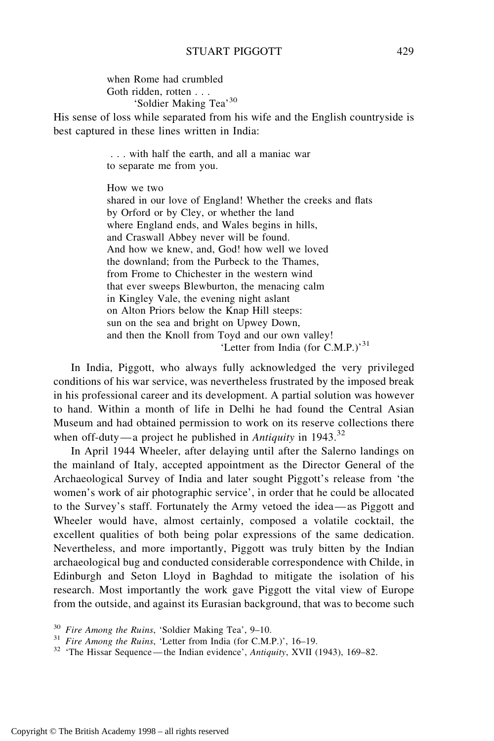when Rome had crumbled
Goth ridden, rotten . . .
'Soldier Making Tea'[30]

His sense of loss while separated from his wife and the English countryside is best captured in these lines written in India:

. . . with half the earth, and all a maniac war
to separate me from you.

How we two
shared in our love of England! Whether the creeks and flats
by Orford or by Cley, or whether the land
where England ends, and Wales begins in hills,
and Craswall Abbey never will be found.
And how we knew, and, God! how well we loved
the downland; from the Purbeck to the Thames,
from Frome to Chichester in the western wind
that ever sweeps Blewburton, the menacing calm
in Kingley Vale, the evening night aslant
on Alton Priors below the Knap Hill steeps:
sun on the sea and bright on Upwey Down,
and then the Knoll from Toyd and our own valley!
'Letter from India (for C.M.P.)'[31]

In India, Piggott, who always fully acknowledged the very privileged conditions of his war service, was nevertheless frustrated by the imposed break in his professional career and its development. A partial solution was however to hand. Within a month of life in Delhi he had found the Central Asian Museum and had obtained permission to work on its reserve collections there when off-duty—a project he published in *Antiquity* in 1943.[32]

In April 1944 Wheeler, after delaying until after the Salerno landings on the mainland of Italy, accepted appointment as the Director General of the Archaeological Survey of India and later sought Piggott's release from 'the women's work of air photographic service', in order that he could be allocated to the Survey's staff. Fortunately the Army vetoed the idea—as Piggott and Wheeler would have, almost certainly, composed a volatile cocktail, the excellent qualities of both being polar expressions of the same dedication. Nevertheless, and more importantly, Piggott was truly bitten by the Indian archaeological bug and conducted considerable correspondence with Childe, in Edinburgh and Seton Lloyd in Baghdad to mitigate the isolation of his research. Most importantly the work gave Piggott the vital view of Europe from the outside, and against its Eurasian background, that was to become such

[30] *Fire Among the Ruins*, 'Soldier Making Tea', 9–10.

[31] *Fire Among the Ruins*, 'Letter from India (for C.M.P.)', 16–19.

[32] 'The Hissar Sequence—the Indian evidence', *Antiquity*, XVII (1943), 169–82.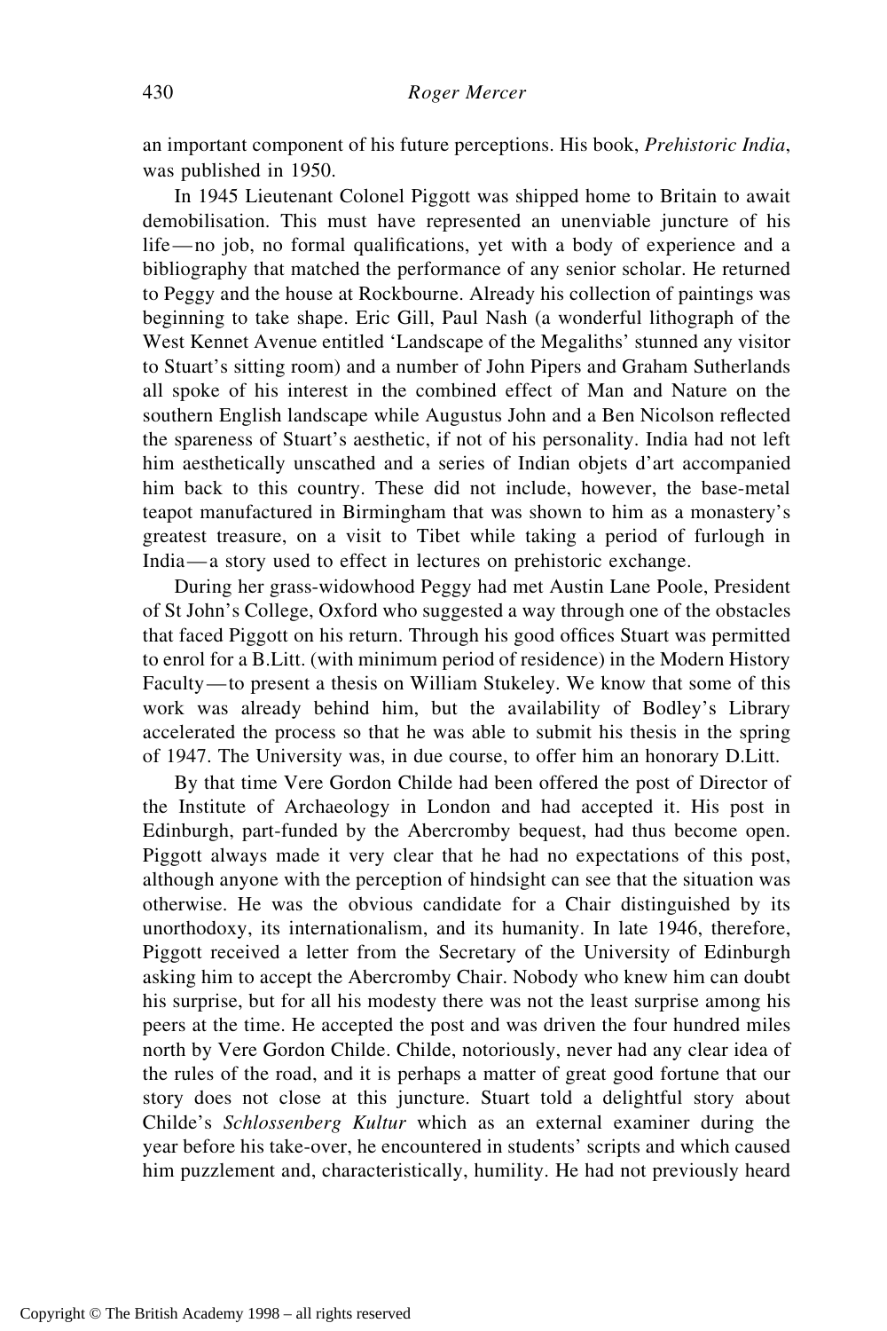an important component of his future perceptions. His book, *Prehistoric India*, was published in 1950.

In 1945 Lieutenant Colonel Piggott was shipped home to Britain to await demobilisation. This must have represented an unenviable juncture of his life—no job, no formal qualifications, yet with a body of experience and a bibliography that matched the performance of any senior scholar. He returned to Peggy and the house at Rockbourne. Already his collection of paintings was beginning to take shape. Eric Gill, Paul Nash (a wonderful lithograph of the West Kennet Avenue entitled 'Landscape of the Megaliths' stunned any visitor to Stuart's sitting room) and a number of John Pipers and Graham Sutherlands all spoke of his interest in the combined effect of Man and Nature on the southern English landscape while Augustus John and a Ben Nicolson reflected the spareness of Stuart's aesthetic, if not of his personality. India had not left him aesthetically unscathed and a series of Indian objets d'art accompanied him back to this country. These did not include, however, the base-metal teapot manufactured in Birmingham that was shown to him as a monastery's greatest treasure, on a visit to Tibet while taking a period of furlough in India—a story used to effect in lectures on prehistoric exchange.

During her grass-widowhood Peggy had met Austin Lane Poole, President of St John's College, Oxford who suggested a way through one of the obstacles that faced Piggott on his return. Through his good offices Stuart was permitted to enrol for a B.Litt. (with minimum period of residence) in the Modern History Faculty—to present a thesis on William Stukeley. We know that some of this work was already behind him, but the availability of Bodley's Library accelerated the process so that he was able to submit his thesis in the spring of 1947. The University was, in due course, to offer him an honorary D.Litt.

By that time Vere Gordon Childe had been offered the post of Director of the Institute of Archaeology in London and had accepted it. His post in Edinburgh, part-funded by the Abercromby bequest, had thus become open. Piggott always made it very clear that he had no expectations of this post, although anyone with the perception of hindsight can see that the situation was otherwise. He was the obvious candidate for a Chair distinguished by its unorthodoxy, its internationalism, and its humanity. In late 1946, therefore, Piggott received a letter from the Secretary of the University of Edinburgh asking him to accept the Abercromby Chair. Nobody who knew him can doubt his surprise, but for all his modesty there was not the least surprise among his peers at the time. He accepted the post and was driven the four hundred miles north by Vere Gordon Childe. Childe, notoriously, never had any clear idea of the rules of the road, and it is perhaps a matter of great good fortune that our story does not close at this juncture. Stuart told a delightful story about Childe's *Schlossenberg Kultur* which as an external examiner during the year before his take-over, he encountered in students' scripts and which caused him puzzlement and, characteristically, humility. He had not previously heard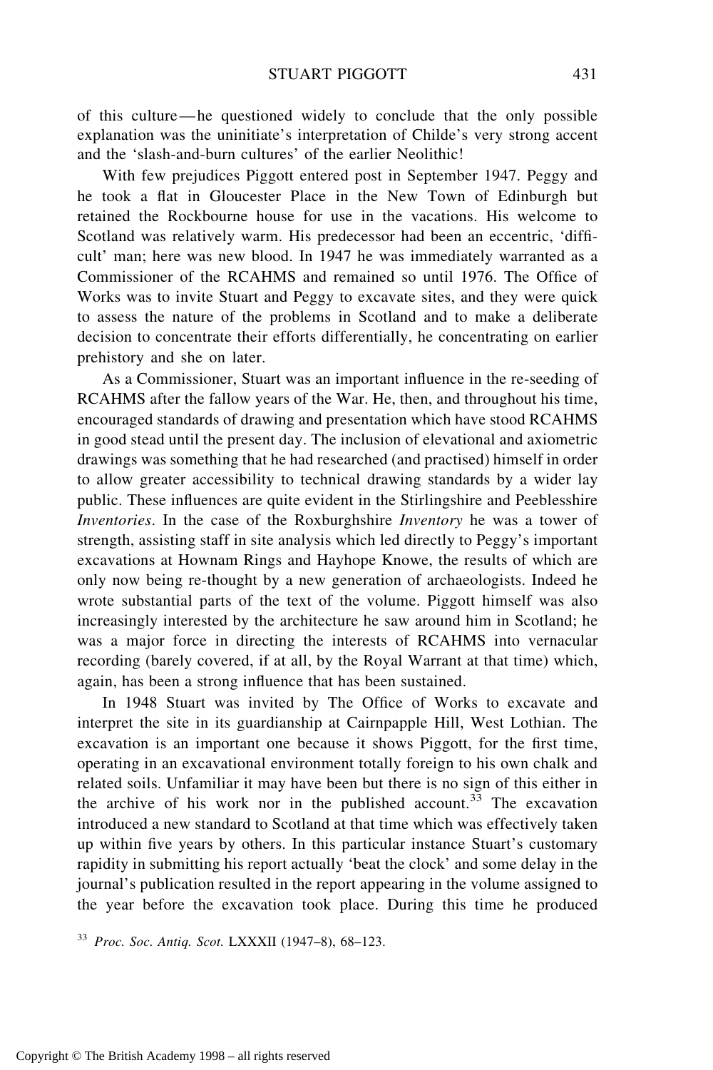of this culture — he questioned widely to conclude that the only possible explanation was the uninitiate's interpretation of Childe's very strong accent and the 'slash-and-burn cultures' of the earlier Neolithic!

With few prejudices Piggott entered post in September 1947. Peggy and he took a flat in Gloucester Place in the New Town of Edinburgh but retained the Rockbourne house for use in the vacations. His welcome to Scotland was relatively warm. His predecessor had been an eccentric, 'difficult' man; here was new blood. In 1947 he was immediately warranted as a Commissioner of the RCAHMS and remained so until 1976. The Office of Works was to invite Stuart and Peggy to excavate sites, and they were quick to assess the nature of the problems in Scotland and to make a deliberate decision to concentrate their efforts differentially, he concentrating on earlier prehistory and she on later.

As a Commissioner, Stuart was an important influence in the re-seeding of RCAHMS after the fallow years of the War. He, then, and throughout his time, encouraged standards of drawing and presentation which have stood RCAHMS in good stead until the present day. The inclusion of elevational and axiometric drawings was something that he had researched (and practised) himself in order to allow greater accessibility to technical drawing standards by a wider lay public. These influences are quite evident in the Stirlingshire and Peeblesshire *Inventories*. In the case of the Roxburghshire *Inventory* he was a tower of strength, assisting staff in site analysis which led directly to Peggy's important excavations at Hownam Rings and Hayhope Knowe, the results of which are only now being re-thought by a new generation of archaeologists. Indeed he wrote substantial parts of the text of the volume. Piggott himself was also increasingly interested by the architecture he saw around him in Scotland; he was a major force in directing the interests of RCAHMS into vernacular recording (barely covered, if at all, by the Royal Warrant at that time) which, again, has been a strong influence that has been sustained.

In 1948 Stuart was invited by The Office of Works to excavate and interpret the site in its guardianship at Cairnpapple Hill, West Lothian. The excavation is an important one because it shows Piggott, for the first time, operating in an excavational environment totally foreign to his own chalk and related soils. Unfamiliar it may have been but there is no sign of this either in the archive of his work nor in the published account.[33] The excavation introduced a new standard to Scotland at that time which was effectively taken up within five years by others. In this particular instance Stuart's customary rapidity in submitting his report actually 'beat the clock' and some delay in the journal's publication resulted in the report appearing in the volume assigned to the year before the excavation took place. During this time he produced

[33] *Proc. Soc. Antiq. Scot.* LXXXII (1947–8), 68–123.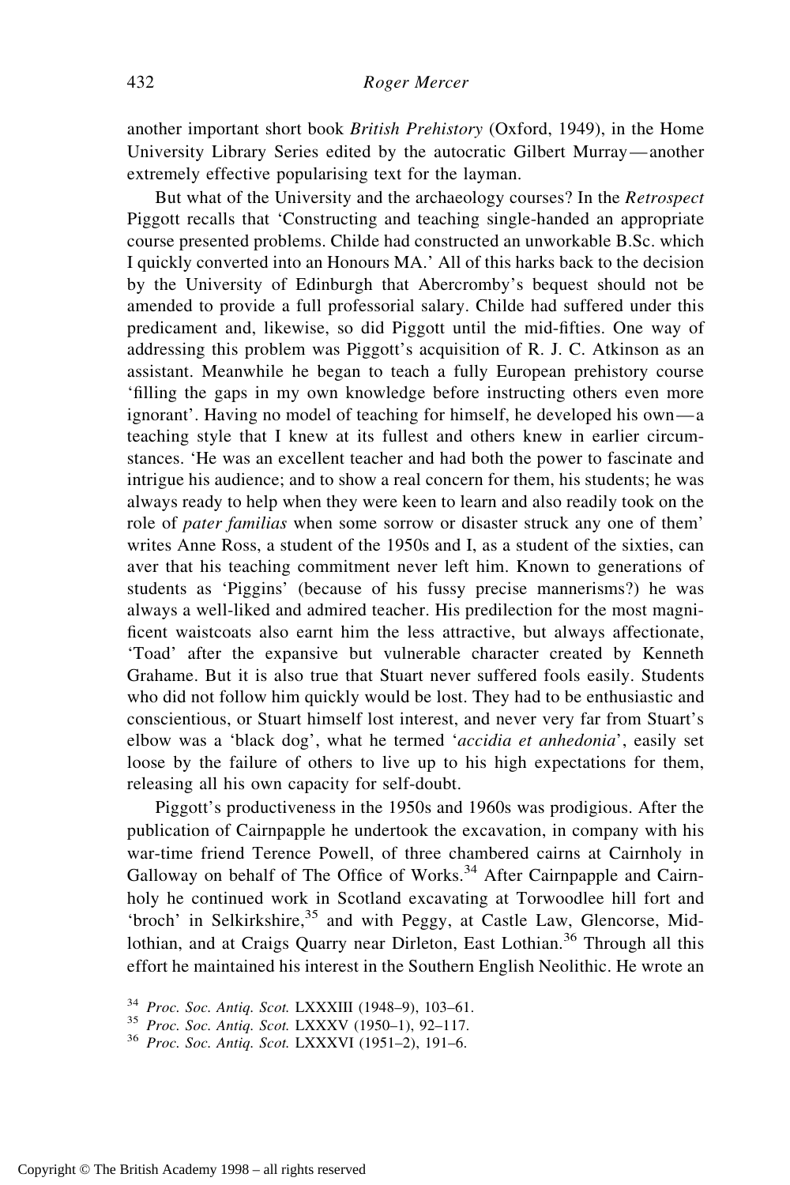another important short book *British Prehistory* (Oxford, 1949), in the Home University Library Series edited by the autocratic Gilbert Murray—another extremely effective popularising text for the layman.

But what of the University and the archaeology courses? In the *Retrospect* Piggott recalls that 'Constructing and teaching single-handed an appropriate course presented problems. Childe had constructed an unworkable B.Sc. which I quickly converted into an Honours MA.' All of this harks back to the decision by the University of Edinburgh that Abercromby's bequest should not be amended to provide a full professorial salary. Childe had suffered under this predicament and, likewise, so did Piggott until the mid-fifties. One way of addressing this problem was Piggott's acquisition of R. J. C. Atkinson as an assistant. Meanwhile he began to teach a fully European prehistory course 'filling the gaps in my own knowledge before instructing others even more ignorant'. Having no model of teaching for himself, he developed his own—a teaching style that I knew at its fullest and others knew in earlier circumstances. 'He was an excellent teacher and had both the power to fascinate and intrigue his audience; and to show a real concern for them, his students; he was always ready to help when they were keen to learn and also readily took on the role of *pater familias* when some sorrow or disaster struck any one of them' writes Anne Ross, a student of the 1950s and I, as a student of the sixties, can aver that his teaching commitment never left him. Known to generations of students as 'Piggins' (because of his fussy precise mannerisms?) he was always a well-liked and admired teacher. His predilection for the most magnificent waistcoats also earnt him the less attractive, but always affectionate, 'Toad' after the expansive but vulnerable character created by Kenneth Grahame. But it is also true that Stuart never suffered fools easily. Students who did not follow him quickly would be lost. They had to be enthusiastic and conscientious, or Stuart himself lost interest, and never very far from Stuart's elbow was a 'black dog', what he termed '*accidia et anhedonia*', easily set loose by the failure of others to live up to his high expectations for them, releasing all his own capacity for self-doubt.

Piggott's productiveness in the 1950s and 1960s was prodigious. After the publication of Cairnpapple he undertook the excavation, in company with his war-time friend Terence Powell, of three chambered cairns at Cairnholy in Galloway on behalf of The Office of Works.[34] After Cairnpapple and Cairnholy he continued work in Scotland excavating at Torwoodlee hill fort and 'broch' in Selkirkshire,[35] and with Peggy, at Castle Law, Glencorse, Midlothian, and at Craigs Quarry near Dirleton, East Lothian.[36] Through all this effort he maintained his interest in the Southern English Neolithic. He wrote an

[34] *Proc. Soc. Antiq. Scot.* LXXXIII (1948–9), 103–61.

[35] *Proc. Soc. Antiq. Scot.* LXXXV (1950–1), 92–117.

[36] *Proc. Soc. Antiq. Scot.* LXXXVI (1951–2), 191–6.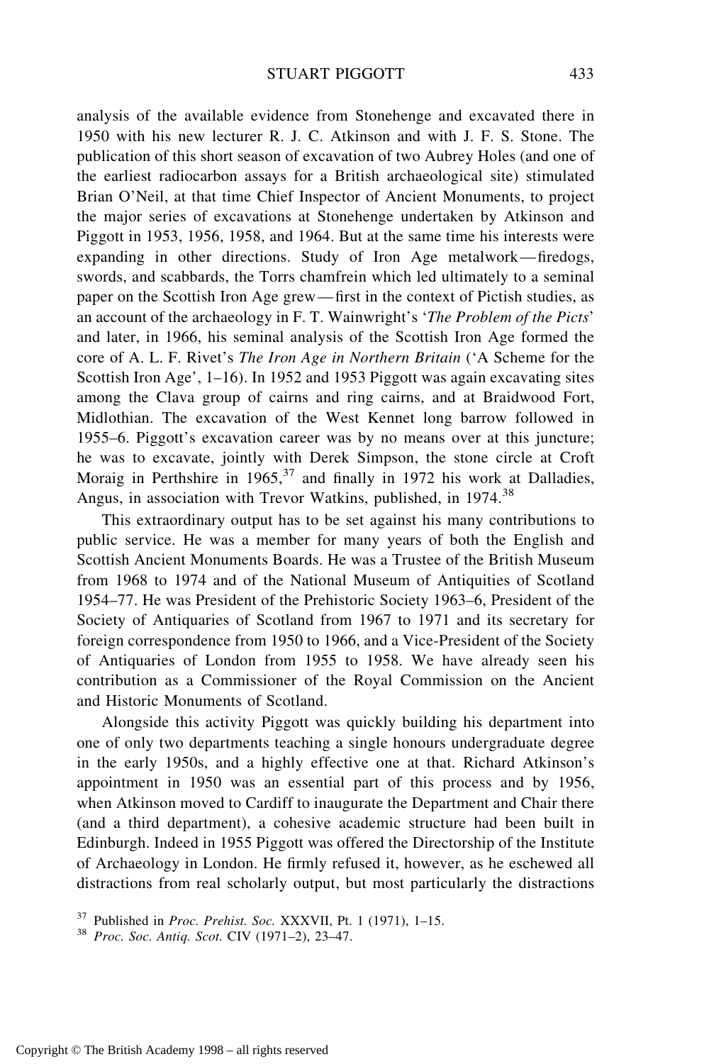analysis of the available evidence from Stonehenge and excavated there in 1950 with his new lecturer R. J. C. Atkinson and with J. F. S. Stone. The publication of this short season of excavation of two Aubrey Holes (and one of the earliest radiocarbon assays for a British archaeological site) stimulated Brian O'Neil, at that time Chief Inspector of Ancient Monuments, to project the major series of excavations at Stonehenge undertaken by Atkinson and Piggott in 1953, 1956, 1958, and 1964. But at the same time his interests were expanding in other directions. Study of Iron Age metalwork—firedogs, swords, and scabbards, the Torrs chamfrein which led ultimately to a seminal paper on the Scottish Iron Age grew—first in the context of Pictish studies, as an account of the archaeology in F. T. Wainwright's '*The Problem of the Picts*' and later, in 1966, his seminal analysis of the Scottish Iron Age formed the core of A. L. F. Rivet's *The Iron Age in Northern Britain* ('A Scheme for the Scottish Iron Age', 1–16). In 1952 and 1953 Piggott was again excavating sites among the Clava group of cairns and ring cairns, and at Braidwood Fort, Midlothian. The excavation of the West Kennet long barrow followed in 1955–6. Piggott's excavation career was by no means over at this juncture; he was to excavate, jointly with Derek Simpson, the stone circle at Croft Moraig in Perthshire in 1965,[37] and finally in 1972 his work at Dalladies, Angus, in association with Trevor Watkins, published, in 1974.[38]

This extraordinary output has to be set against his many contributions to public service. He was a member for many years of both the English and Scottish Ancient Monuments Boards. He was a Trustee of the British Museum from 1968 to 1974 and of the National Museum of Antiquities of Scotland 1954–77. He was President of the Prehistoric Society 1963–6, President of the Society of Antiquaries of Scotland from 1967 to 1971 and its secretary for foreign correspondence from 1950 to 1966, and a Vice-President of the Society of Antiquaries of London from 1955 to 1958. We have already seen his contribution as a Commissioner of the Royal Commission on the Ancient and Historic Monuments of Scotland.

Alongside this activity Piggott was quickly building his department into one of only two departments teaching a single honours undergraduate degree in the early 1950s, and a highly effective one at that. Richard Atkinson's appointment in 1950 was an essential part of this process and by 1956, when Atkinson moved to Cardiff to inaugurate the Department and Chair there (and a third department), a cohesive academic structure had been built in Edinburgh. Indeed in 1955 Piggott was offered the Directorship of the Institute of Archaeology in London. He firmly refused it, however, as he eschewed all distractions from real scholarly output, but most particularly the distractions

[37] Published in *Proc. Prehist. Soc.* XXXVII, Pt. 1 (1971), 1–15.

[38] *Proc. Soc. Antiq. Scot.* CIV (1971–2), 23–47.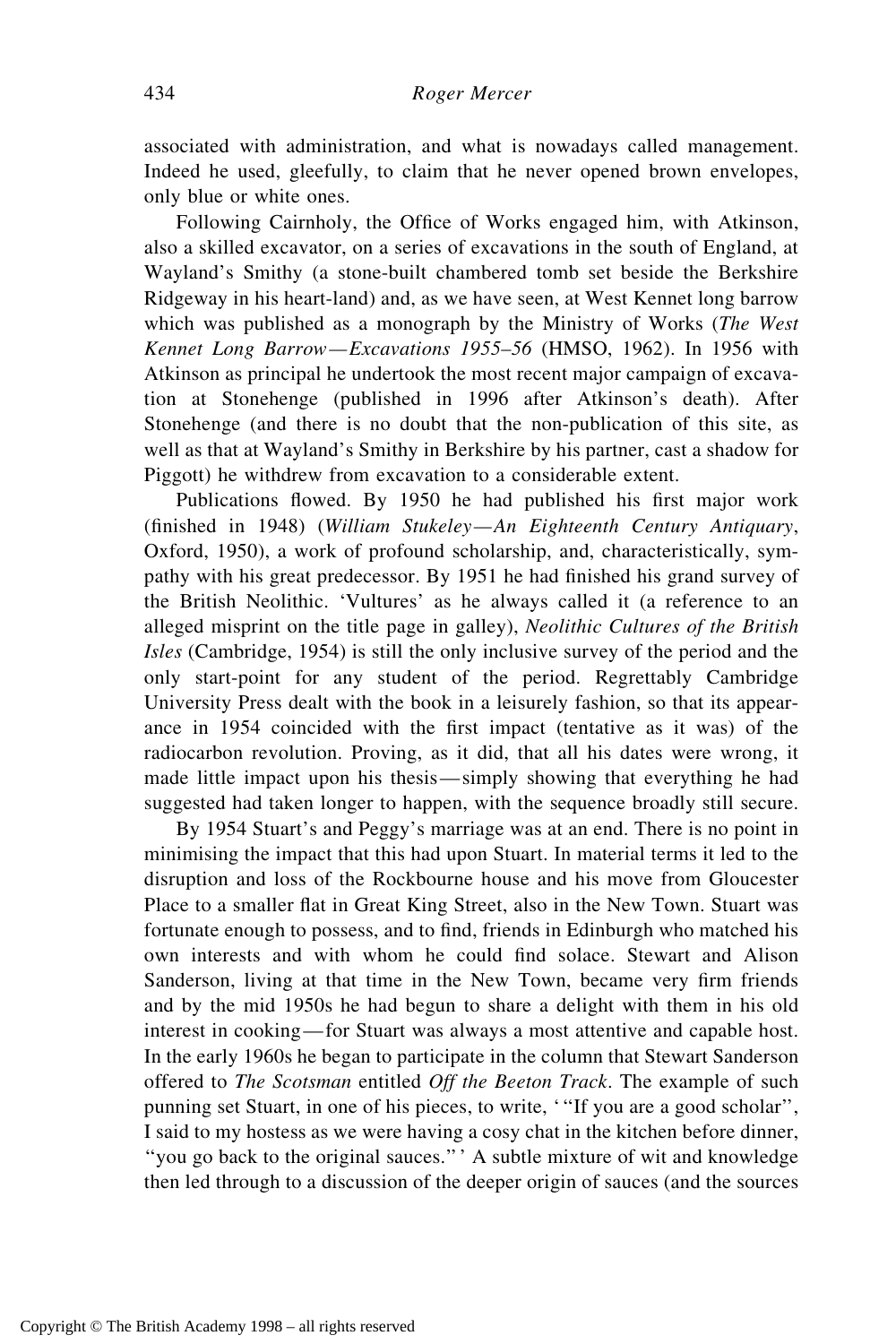associated with administration, and what is nowadays called management. Indeed he used, gleefully, to claim that he never opened brown envelopes, only blue or white ones.

Following Cairnholy, the Office of Works engaged him, with Atkinson, also a skilled excavator, on a series of excavations in the south of England, at Wayland's Smithy (a stone-built chambered tomb set beside the Berkshire Ridgeway in his heart-land) and, as we have seen, at West Kennet long barrow which was published as a monograph by the Ministry of Works (*The West Kennet Long Barrow—Excavations 1955–56* (HMSO, 1962). In 1956 with Atkinson as principal he undertook the most recent major campaign of excavation at Stonehenge (published in 1996 after Atkinson's death). After Stonehenge (and there is no doubt that the non-publication of this site, as well as that at Wayland's Smithy in Berkshire by his partner, cast a shadow for Piggott) he withdrew from excavation to a considerable extent.

Publications flowed. By 1950 he had published his first major work (finished in 1948) (*William Stukeley—An Eighteenth Century Antiquary*, Oxford, 1950), a work of profound scholarship, and, characteristically, sympathy with his great predecessor. By 1951 he had finished his grand survey of the British Neolithic. 'Vultures' as he always called it (a reference to an alleged misprint on the title page in galley), *Neolithic Cultures of the British Isles* (Cambridge, 1954) is still the only inclusive survey of the period and the only start-point for any student of the period. Regrettably Cambridge University Press dealt with the book in a leisurely fashion, so that its appearance in 1954 coincided with the first impact (tentative as it was) of the radiocarbon revolution. Proving, as it did, that all his dates were wrong, it made little impact upon his thesis—simply showing that everything he had suggested had taken longer to happen, with the sequence broadly still secure.

By 1954 Stuart's and Peggy's marriage was at an end. There is no point in minimising the impact that this had upon Stuart. In material terms it led to the disruption and loss of the Rockbourne house and his move from Gloucester Place to a smaller flat in Great King Street, also in the New Town. Stuart was fortunate enough to possess, and to find, friends in Edinburgh who matched his own interests and with whom he could find solace. Stewart and Alison Sanderson, living at that time in the New Town, became very firm friends and by the mid 1950s he had begun to share a delight with them in his old interest in cooking—for Stuart was always a most attentive and capable host. In the early 1960s he began to participate in the column that Stewart Sanderson offered to *The Scotsman* entitled *Off the Beeton Track*. The example of such punning set Stuart, in one of his pieces, to write, '"If you are a good scholar", I said to my hostess as we were having a cosy chat in the kitchen before dinner, "you go back to the original sauces."' A subtle mixture of wit and knowledge then led through to a discussion of the deeper origin of sauces (and the sources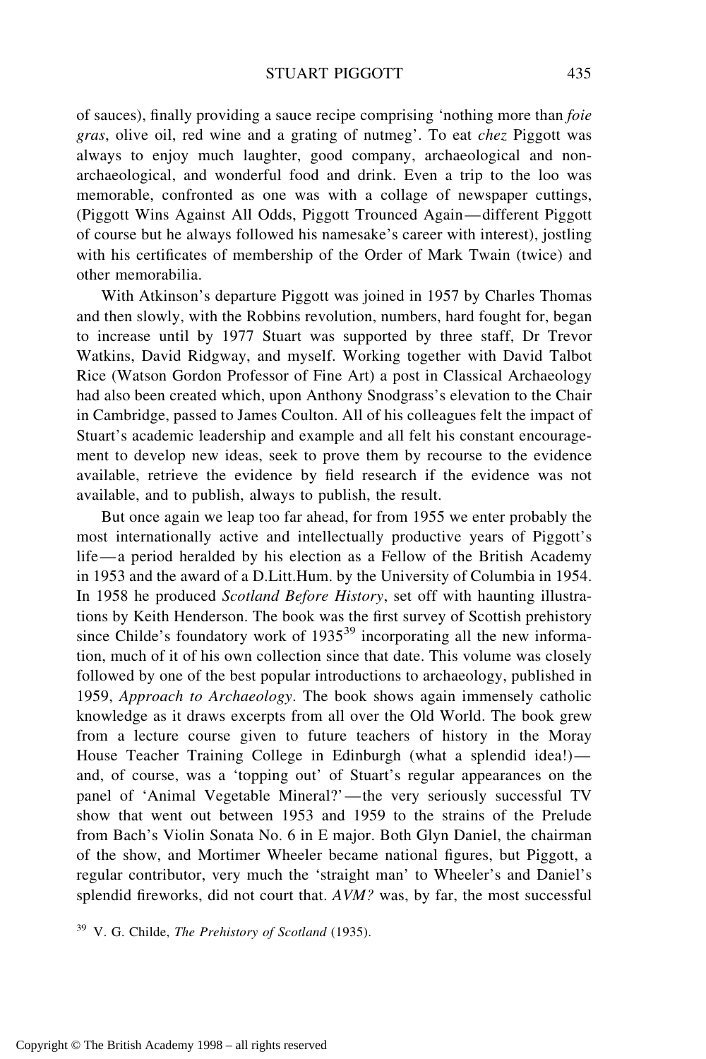of sauces), finally providing a sauce recipe comprising 'nothing more than *foie gras*, olive oil, red wine and a grating of nutmeg'. To eat *chez* Piggott was always to enjoy much laughter, good company, archaeological and non-archaeological, and wonderful food and drink. Even a trip to the loo was memorable, confronted as one was with a collage of newspaper cuttings, (Piggott Wins Against All Odds, Piggott Trounced Again—different Piggott of course but he always followed his namesake's career with interest), jostling with his certificates of membership of the Order of Mark Twain (twice) and other memorabilia.

With Atkinson's departure Piggott was joined in 1957 by Charles Thomas and then slowly, with the Robbins revolution, numbers, hard fought for, began to increase until by 1977 Stuart was supported by three staff, Dr Trevor Watkins, David Ridgway, and myself. Working together with David Talbot Rice (Watson Gordon Professor of Fine Art) a post in Classical Archaeology had also been created which, upon Anthony Snodgrass's elevation to the Chair in Cambridge, passed to James Coulton. All of his colleagues felt the impact of Stuart's academic leadership and example and all felt his constant encouragement to develop new ideas, seek to prove them by recourse to the evidence available, retrieve the evidence by field research if the evidence was not available, and to publish, always to publish, the result.

But once again we leap too far ahead, for from 1955 we enter probably the most internationally active and intellectually productive years of Piggott's life—a period heralded by his election as a Fellow of the British Academy in 1953 and the award of a D.Litt.Hum. by the University of Columbia in 1954. In 1958 he produced *Scotland Before History*, set off with haunting illustrations by Keith Henderson. The book was the first survey of Scottish prehistory since Childe's foundatory work of 1935[39] incorporating all the new information, much of it of his own collection since that date. This volume was closely followed by one of the best popular introductions to archaeology, published in 1959, *Approach to Archaeology*. The book shows again immensely catholic knowledge as it draws excerpts from all over the Old World. The book grew from a lecture course given to future teachers of history in the Moray House Teacher Training College in Edinburgh (what a splendid idea!)—and, of course, was a 'topping out' of Stuart's regular appearances on the panel of 'Animal Vegetable Mineral?'—the very seriously successful TV show that went out between 1953 and 1959 to the strains of the Prelude from Bach's Violin Sonata No. 6 in E major. Both Glyn Daniel, the chairman of the show, and Mortimer Wheeler became national figures, but Piggott, a regular contributor, very much the 'straight man' to Wheeler's and Daniel's splendid fireworks, did not court that. *AVM?* was, by far, the most successful

[39] V. G. Childe, *The Prehistory of Scotland* (1935).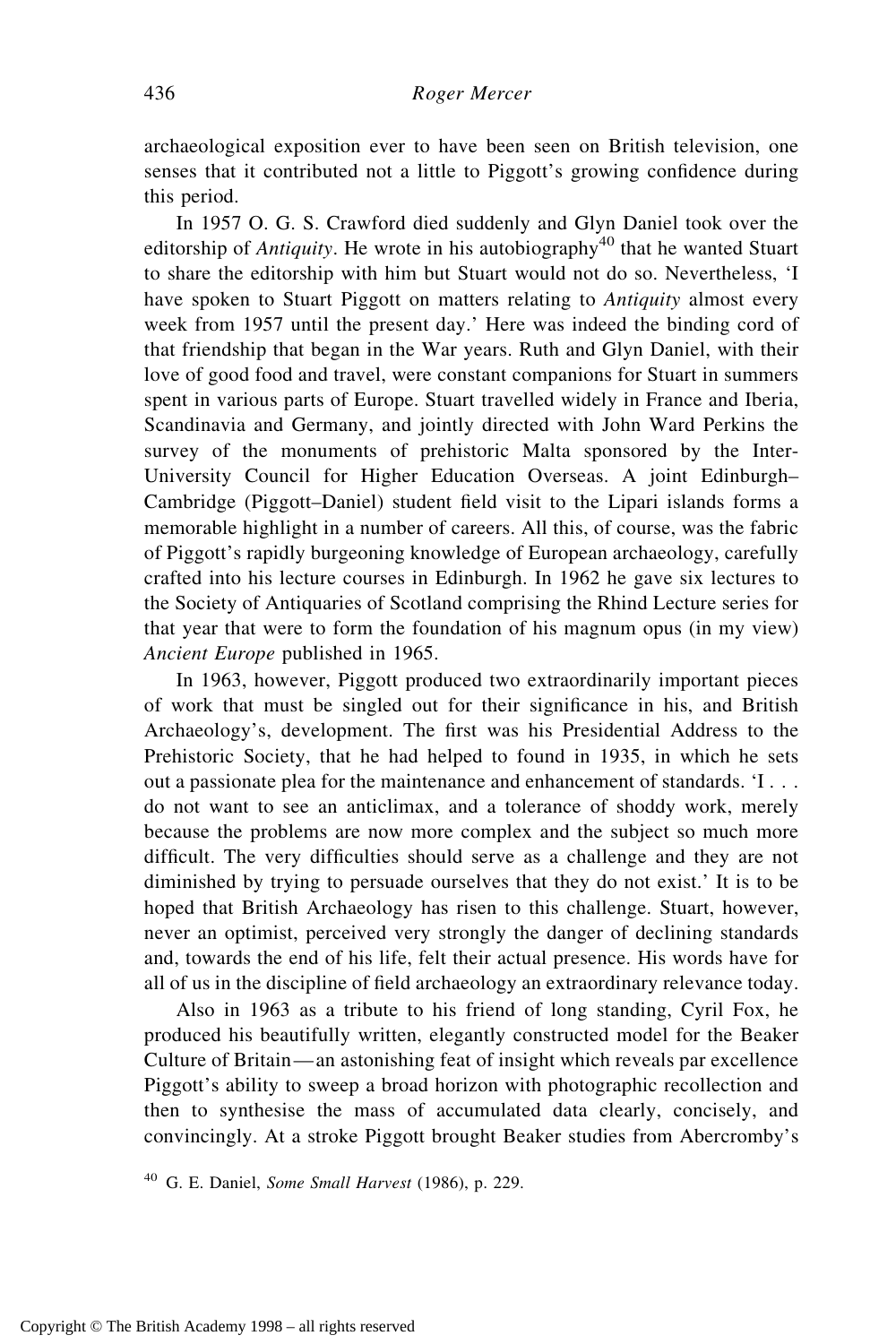archaeological exposition ever to have been seen on British television, one senses that it contributed not a little to Piggott's growing confidence during this period.

In 1957 O. G. S. Crawford died suddenly and Glyn Daniel took over the editorship of *Antiquity*. He wrote in his autobiography[40] that he wanted Stuart to share the editorship with him but Stuart would not do so. Nevertheless, 'I have spoken to Stuart Piggott on matters relating to *Antiquity* almost every week from 1957 until the present day.' Here was indeed the binding cord of that friendship that began in the War years. Ruth and Glyn Daniel, with their love of good food and travel, were constant companions for Stuart in summers spent in various parts of Europe. Stuart travelled widely in France and Iberia, Scandinavia and Germany, and jointly directed with John Ward Perkins the survey of the monuments of prehistoric Malta sponsored by the Inter-University Council for Higher Education Overseas. A joint Edinburgh–Cambridge (Piggott–Daniel) student field visit to the Lipari islands forms a memorable highlight in a number of careers. All this, of course, was the fabric of Piggott's rapidly burgeoning knowledge of European archaeology, carefully crafted into his lecture courses in Edinburgh. In 1962 he gave six lectures to the Society of Antiquaries of Scotland comprising the Rhind Lecture series for that year that were to form the foundation of his magnum opus (in my view) *Ancient Europe* published in 1965.

In 1963, however, Piggott produced two extraordinarily important pieces of work that must be singled out for their significance in his, and British Archaeology's, development. The first was his Presidential Address to the Prehistoric Society, that he had helped to found in 1935, in which he sets out a passionate plea for the maintenance and enhancement of standards. 'I . . . do not want to see an anticlimax, and a tolerance of shoddy work, merely because the problems are now more complex and the subject so much more difficult. The very difficulties should serve as a challenge and they are not diminished by trying to persuade ourselves that they do not exist.' It is to be hoped that British Archaeology has risen to this challenge. Stuart, however, never an optimist, perceived very strongly the danger of declining standards and, towards the end of his life, felt their actual presence. His words have for all of us in the discipline of field archaeology an extraordinary relevance today.

Also in 1963 as a tribute to his friend of long standing, Cyril Fox, he produced his beautifully written, elegantly constructed model for the Beaker Culture of Britain—an astonishing feat of insight which reveals par excellence Piggott's ability to sweep a broad horizon with photographic recollection and then to synthesise the mass of accumulated data clearly, concisely, and convincingly. At a stroke Piggott brought Beaker studies from Abercromby's

[40] G. E. Daniel, *Some Small Harvest* (1986), p. 229.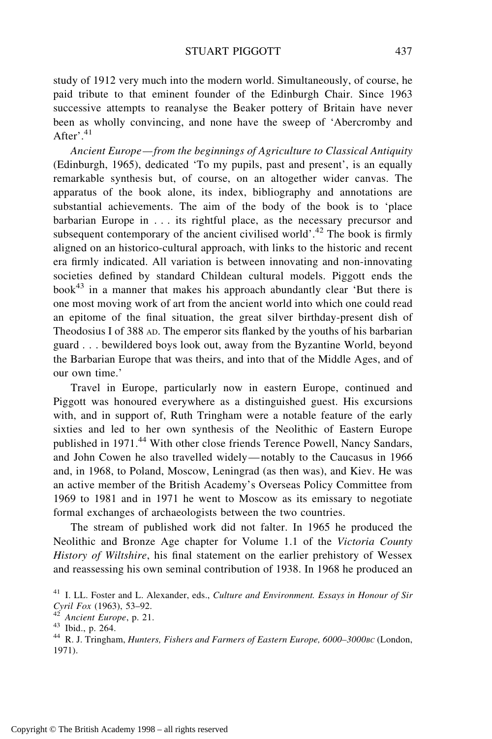study of 1912 very much into the modern world. Simultaneously, of course, he paid tribute to that eminent founder of the Edinburgh Chair. Since 1963 successive attempts to reanalyse the Beaker pottery of Britain have never been as wholly convincing, and none have the sweep of 'Abercromby and After'.[41]

*Ancient Europe—from the beginnings of Agriculture to Classical Antiquity* (Edinburgh, 1965), dedicated 'To my pupils, past and present', is an equally remarkable synthesis but, of course, on an altogether wider canvas. The apparatus of the book alone, its index, bibliography and annotations are substantial achievements. The aim of the body of the book is to 'place barbarian Europe in . . . its rightful place, as the necessary precursor and subsequent contemporary of the ancient civilised world'.[42] The book is firmly aligned on an historico-cultural approach, with links to the historic and recent era firmly indicated. All variation is between innovating and non-innovating societies defined by standard Childean cultural models. Piggott ends the book[43] in a manner that makes his approach abundantly clear 'But there is one most moving work of art from the ancient world into which one could read an epitome of the final situation, the great silver birthday-present dish of Theodosius I of 388 AD. The emperor sits flanked by the youths of his barbarian guard . . . bewildered boys look out, away from the Byzantine World, beyond the Barbarian Europe that was theirs, and into that of the Middle Ages, and of our own time.'

Travel in Europe, particularly now in eastern Europe, continued and Piggott was honoured everywhere as a distinguished guest. His excursions with, and in support of, Ruth Tringham were a notable feature of the early sixties and led to her own synthesis of the Neolithic of Eastern Europe published in 1971.[44] With other close friends Terence Powell, Nancy Sandars, and John Cowen he also travelled widely—notably to the Caucasus in 1966 and, in 1968, to Poland, Moscow, Leningrad (as then was), and Kiev. He was an active member of the British Academy's Overseas Policy Committee from 1969 to 1981 and in 1971 he went to Moscow as its emissary to negotiate formal exchanges of archaeologists between the two countries.

The stream of published work did not falter. In 1965 he produced the Neolithic and Bronze Age chapter for Volume 1.1 of the *Victoria County History of Wiltshire*, his final statement on the earlier prehistory of Wessex and reassessing his own seminal contribution of 1938. In 1968 he produced an

[41] I. LL. Foster and L. Alexander, eds., *Culture and Environment. Essays in Honour of Sir Cyril Fox* (1963), 53–92.

[42] *Ancient Europe*, p. 21.

[43] Ibid., p. 264.

[44] R. J. Tringham, *Hunters, Fishers and Farmers of Eastern Europe, 6000–3000BC* (London, 1971).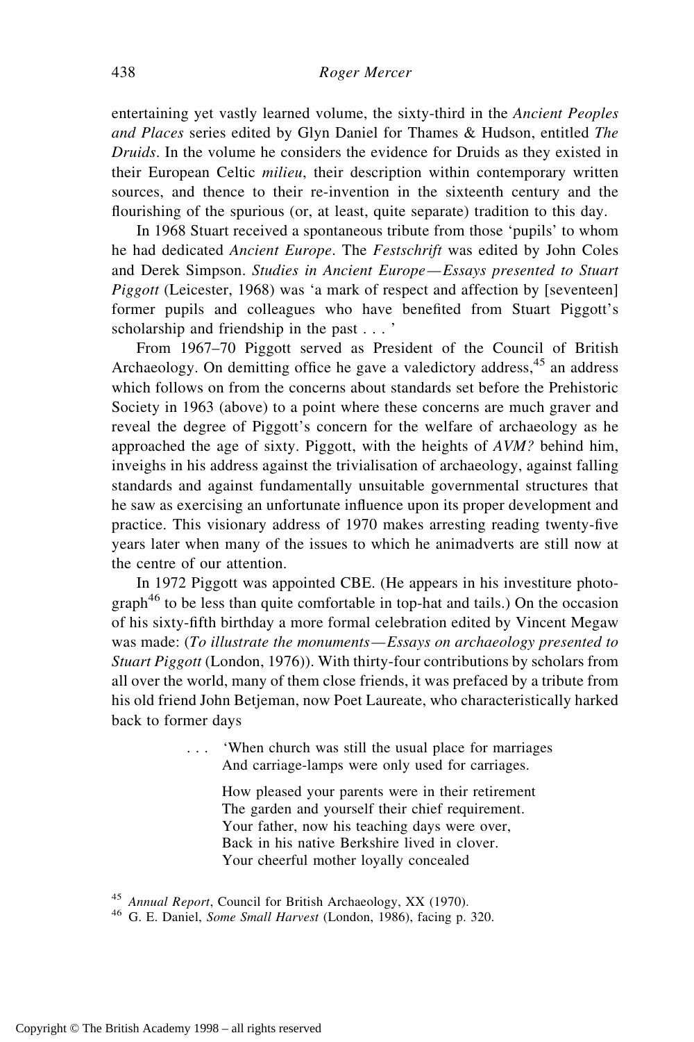entertaining yet vastly learned volume, the sixty-third in the *Ancient Peoples and Places* series edited by Glyn Daniel for Thames & Hudson, entitled *The Druids*. In the volume he considers the evidence for Druids as they existed in their European Celtic *milieu*, their description within contemporary written sources, and thence to their re-invention in the sixteenth century and the flourishing of the spurious (or, at least, quite separate) tradition to this day.

In 1968 Stuart received a spontaneous tribute from those 'pupils' to whom he had dedicated *Ancient Europe*. The *Festschrift* was edited by John Coles and Derek Simpson. *Studies in Ancient Europe—Essays presented to Stuart Piggott* (Leicester, 1968) was 'a mark of respect and affection by [seventeen] former pupils and colleagues who have benefited from Stuart Piggott's scholarship and friendship in the past . . . '

From 1967–70 Piggott served as President of the Council of British Archaeology. On demitting office he gave a valedictory address,[45] an address which follows on from the concerns about standards set before the Prehistoric Society in 1963 (above) to a point where these concerns are much graver and reveal the degree of Piggott's concern for the welfare of archaeology as he approached the age of sixty. Piggott, with the heights of *AVM?* behind him, inveighs in his address against the trivialisation of archaeology, against falling standards and against fundamentally unsuitable governmental structures that he saw as exercising an unfortunate influence upon its proper development and practice. This visionary address of 1970 makes arresting reading twenty-five years later when many of the issues to which he animadverts are still now at the centre of our attention.

In 1972 Piggott was appointed CBE. (He appears in his investiture photograph[46] to be less than quite comfortable in top-hat and tails.) On the occasion of his sixty-fifth birthday a more formal celebration edited by Vincent Megaw was made: (*To illustrate the monuments—Essays on archaeology presented to Stuart Piggott* (London, 1976)). With thirty-four contributions by scholars from all over the world, many of them close friends, it was prefaced by a tribute from his old friend John Betjeman, now Poet Laureate, who characteristically harked back to former days

> . . . 'When church was still the usual place for marriages
> And carriage-lamps were only used for carriages.
>
> How pleased your parents were in their retirement
> The garden and yourself their chief requirement.
> Your father, now his teaching days were over,
> Back in his native Berkshire lived in clover.
> Your cheerful mother loyally concealed

[45] *Annual Report*, Council for British Archaeology, XX (1970).

[46] G. E. Daniel, *Some Small Harvest* (London, 1986), facing p. 320.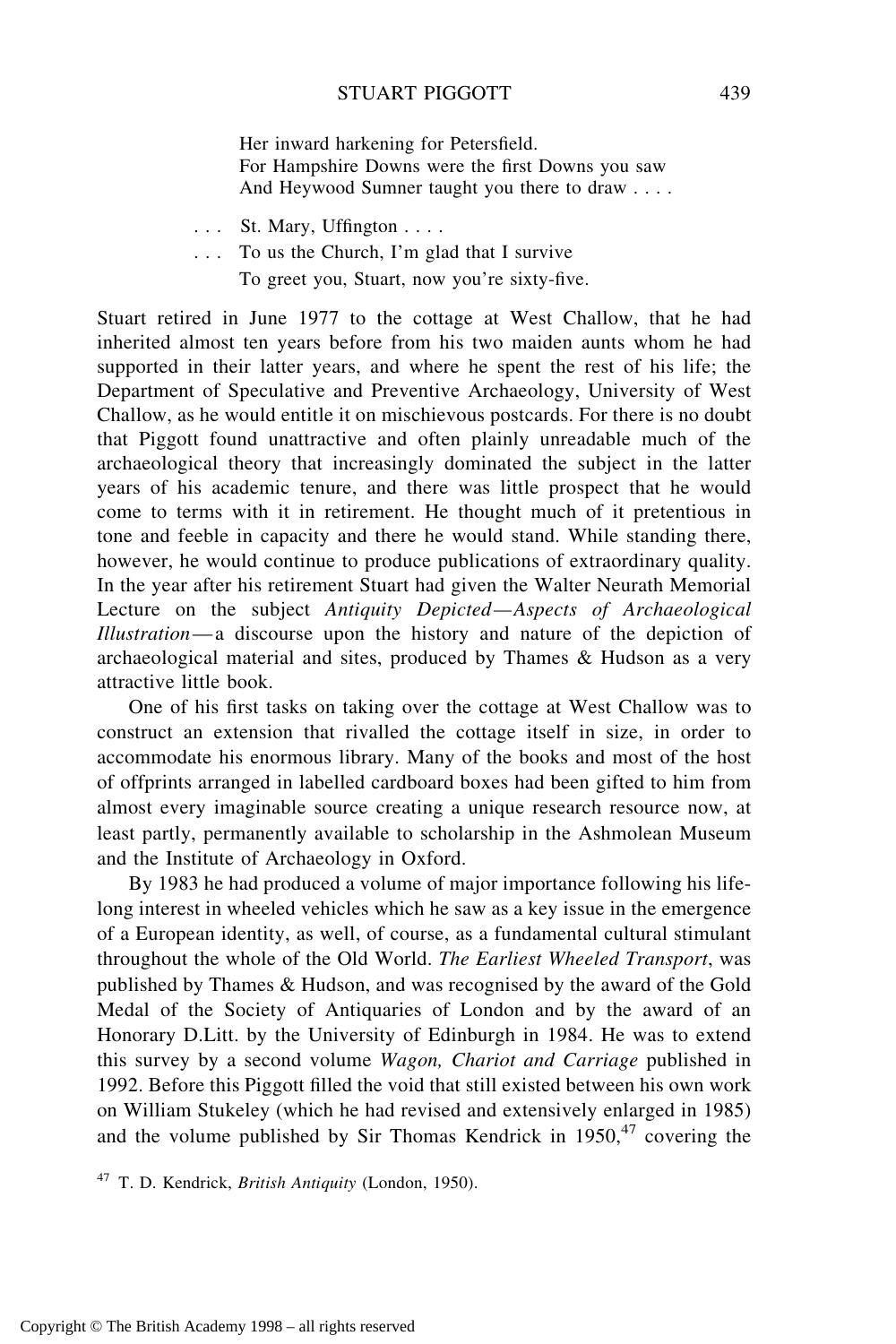Her inward harkening for Petersfield.
For Hampshire Downs were the first Downs you saw
And Heywood Sumner taught you there to draw . . . .

. . . St. Mary, Uffington . . . .

. . . To us the Church, I'm glad that I survive
To greet you, Stuart, now you're sixty-five.

Stuart retired in June 1977 to the cottage at West Challow, that he had inherited almost ten years before from his two maiden aunts whom he had supported in their latter years, and where he spent the rest of his life; the Department of Speculative and Preventive Archaeology, University of West Challow, as he would entitle it on mischievous postcards. For there is no doubt that Piggott found unattractive and often plainly unreadable much of the archaeological theory that increasingly dominated the subject in the latter years of his academic tenure, and there was little prospect that he would come to terms with it in retirement. He thought much of it pretentious in tone and feeble in capacity and there he would stand. While standing there, however, he would continue to produce publications of extraordinary quality. In the year after his retirement Stuart had given the Walter Neurath Memorial Lecture on the subject *Antiquity Depicted—Aspects of Archaeological Illustration*—a discourse upon the history and nature of the depiction of archaeological material and sites, produced by Thames & Hudson as a very attractive little book.

One of his first tasks on taking over the cottage at West Challow was to construct an extension that rivalled the cottage itself in size, in order to accommodate his enormous library. Many of the books and most of the host of offprints arranged in labelled cardboard boxes had been gifted to him from almost every imaginable source creating a unique research resource now, at least partly, permanently available to scholarship in the Ashmolean Museum and the Institute of Archaeology in Oxford.

By 1983 he had produced a volume of major importance following his life-long interest in wheeled vehicles which he saw as a key issue in the emergence of a European identity, as well, of course, as a fundamental cultural stimulant throughout the whole of the Old World. *The Earliest Wheeled Transport*, was published by Thames & Hudson, and was recognised by the award of the Gold Medal of the Society of Antiquaries of London and by the award of an Honorary D.Litt. by the University of Edinburgh in 1984. He was to extend this survey by a second volume *Wagon, Chariot and Carriage* published in 1992. Before this Piggott filled the void that still existed between his own work on William Stukeley (which he had revised and extensively enlarged in 1985) and the volume published by Sir Thomas Kendrick in 1950,[47] covering the

[47] T. D. Kendrick, *British Antiquity* (London, 1950).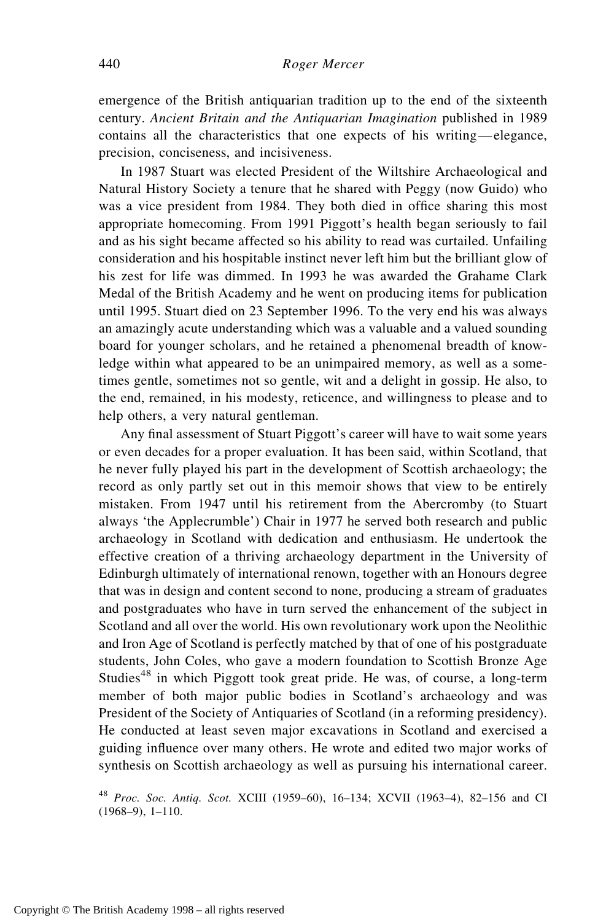emergence of the British antiquarian tradition up to the end of the sixteenth century. *Ancient Britain and the Antiquarian Imagination* published in 1989 contains all the characteristics that one expects of his writing—elegance, precision, conciseness, and incisiveness.

In 1987 Stuart was elected President of the Wiltshire Archaeological and Natural History Society a tenure that he shared with Peggy (now Guido) who was a vice president from 1984. They both died in office sharing this most appropriate homecoming. From 1991 Piggott's health began seriously to fail and as his sight became affected so his ability to read was curtailed. Unfailing consideration and his hospitable instinct never left him but the brilliant glow of his zest for life was dimmed. In 1993 he was awarded the Grahame Clark Medal of the British Academy and he went on producing items for publication until 1995. Stuart died on 23 September 1996. To the very end his was always an amazingly acute understanding which was a valuable and a valued sounding board for younger scholars, and he retained a phenomenal breadth of knowledge within what appeared to be an unimpaired memory, as well as a sometimes gentle, sometimes not so gentle, wit and a delight in gossip. He also, to the end, remained, in his modesty, reticence, and willingness to please and to help others, a very natural gentleman.

Any final assessment of Stuart Piggott's career will have to wait some years or even decades for a proper evaluation. It has been said, within Scotland, that he never fully played his part in the development of Scottish archaeology; the record as only partly set out in this memoir shows that view to be entirely mistaken. From 1947 until his retirement from the Abercromby (to Stuart always 'the Applecrumble') Chair in 1977 he served both research and public archaeology in Scotland with dedication and enthusiasm. He undertook the effective creation of a thriving archaeology department in the University of Edinburgh ultimately of international renown, together with an Honours degree that was in design and content second to none, producing a stream of graduates and postgraduates who have in turn served the enhancement of the subject in Scotland and all over the world. His own revolutionary work upon the Neolithic and Iron Age of Scotland is perfectly matched by that of one of his postgraduate students, John Coles, who gave a modern foundation to Scottish Bronze Age Studies[48] in which Piggott took great pride. He was, of course, a long-term member of both major public bodies in Scotland's archaeology and was President of the Society of Antiquaries of Scotland (in a reforming presidency). He conducted at least seven major excavations in Scotland and exercised a guiding influence over many others. He wrote and edited two major works of synthesis on Scottish archaeology as well as pursuing his international career.

[48] *Proc. Soc. Antiq. Scot.* XCIII (1959–60), 16–134; XCVII (1963–4), 82–156 and CI (1968–9), 1–110.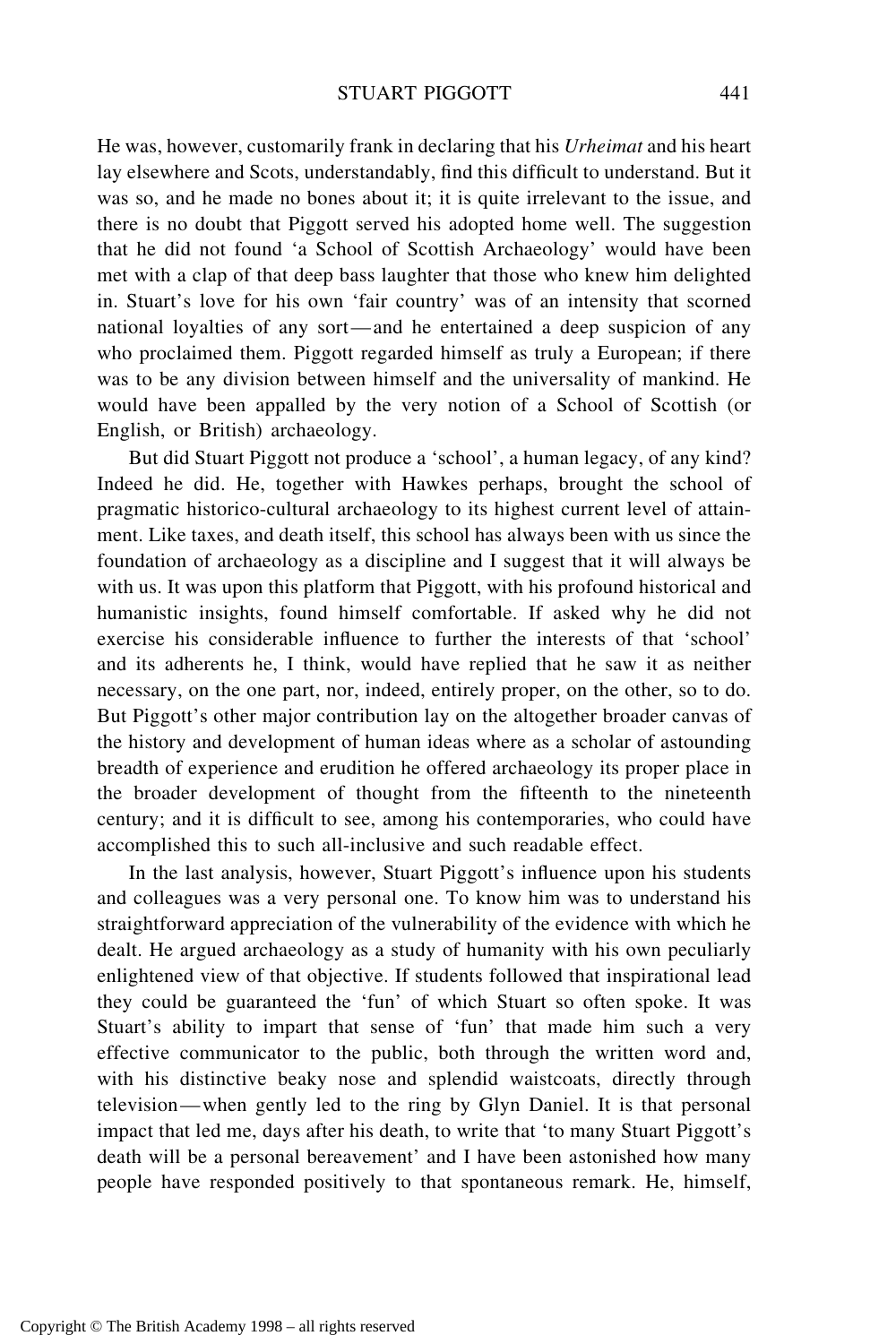He was, however, customarily frank in declaring that his *Urheimat* and his heart lay elsewhere and Scots, understandably, find this difficult to understand. But it was so, and he made no bones about it; it is quite irrelevant to the issue, and there is no doubt that Piggott served his adopted home well. The suggestion that he did not found 'a School of Scottish Archaeology' would have been met with a clap of that deep bass laughter that those who knew him delighted in. Stuart's love for his own 'fair country' was of an intensity that scorned national loyalties of any sort—and he entertained a deep suspicion of any who proclaimed them. Piggott regarded himself as truly a European; if there was to be any division between himself and the universality of mankind. He would have been appalled by the very notion of a School of Scottish (or English, or British) archaeology.

But did Stuart Piggott not produce a 'school', a human legacy, of any kind? Indeed he did. He, together with Hawkes perhaps, brought the school of pragmatic historico-cultural archaeology to its highest current level of attainment. Like taxes, and death itself, this school has always been with us since the foundation of archaeology as a discipline and I suggest that it will always be with us. It was upon this platform that Piggott, with his profound historical and humanistic insights, found himself comfortable. If asked why he did not exercise his considerable influence to further the interests of that 'school' and its adherents he, I think, would have replied that he saw it as neither necessary, on the one part, nor, indeed, entirely proper, on the other, so to do. But Piggott's other major contribution lay on the altogether broader canvas of the history and development of human ideas where as a scholar of astounding breadth of experience and erudition he offered archaeology its proper place in the broader development of thought from the fifteenth to the nineteenth century; and it is difficult to see, among his contemporaries, who could have accomplished this to such all-inclusive and such readable effect.

In the last analysis, however, Stuart Piggott's influence upon his students and colleagues was a very personal one. To know him was to understand his straightforward appreciation of the vulnerability of the evidence with which he dealt. He argued archaeology as a study of humanity with his own peculiarly enlightened view of that objective. If students followed that inspirational lead they could be guaranteed the 'fun' of which Stuart so often spoke. It was Stuart's ability to impart that sense of 'fun' that made him such a very effective communicator to the public, both through the written word and, with his distinctive beaky nose and splendid waistcoats, directly through television—when gently led to the ring by Glyn Daniel. It is that personal impact that led me, days after his death, to write that 'to many Stuart Piggott's death will be a personal bereavement' and I have been astonished how many people have responded positively to that spontaneous remark. He, himself,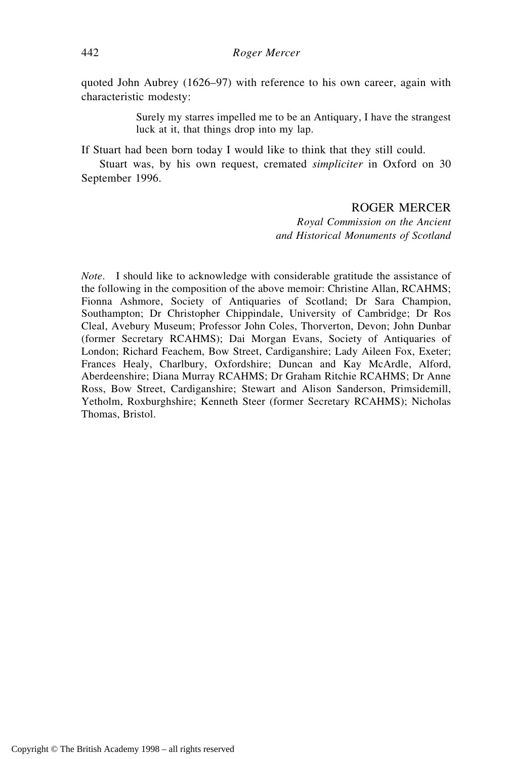quoted John Aubrey (1626–97) with reference to his own career, again with characteristic modesty:

> Surely my starres impelled me to be an Antiquary, I have the strangest luck at it, that things drop into my lap.

If Stuart had been born today I would like to think that they still could.

Stuart was, by his own request, cremated *simpliciter* in Oxford on 30 September 1996.

ROGER MERCER
*Royal Commission on the Ancient and Historical Monuments of Scotland*

*Note*. I should like to acknowledge with considerable gratitude the assistance of the following in the composition of the above memoir: Christine Allan, RCAHMS; Fionna Ashmore, Society of Antiquaries of Scotland; Dr Sara Champion, Southampton; Dr Christopher Chippindale, University of Cambridge; Dr Ros Cleal, Avebury Museum; Professor John Coles, Thorverton, Devon; John Dunbar (former Secretary RCAHMS); Dai Morgan Evans, Society of Antiquaries of London; Richard Feachem, Bow Street, Cardiganshire; Lady Aileen Fox, Exeter; Frances Healy, Charlbury, Oxfordshire; Duncan and Kay McArdle, Alford, Aberdeenshire; Diana Murray RCAHMS; Dr Graham Ritchie RCAHMS; Dr Anne Ross, Bow Street, Cardiganshire; Stewart and Alison Sanderson, Primsidemill, Yetholm, Roxburghshire; Kenneth Steer (former Secretary RCAHMS); Nicholas Thomas, Bristol.

Copyright © The British Academy 1998 – all rights reserved